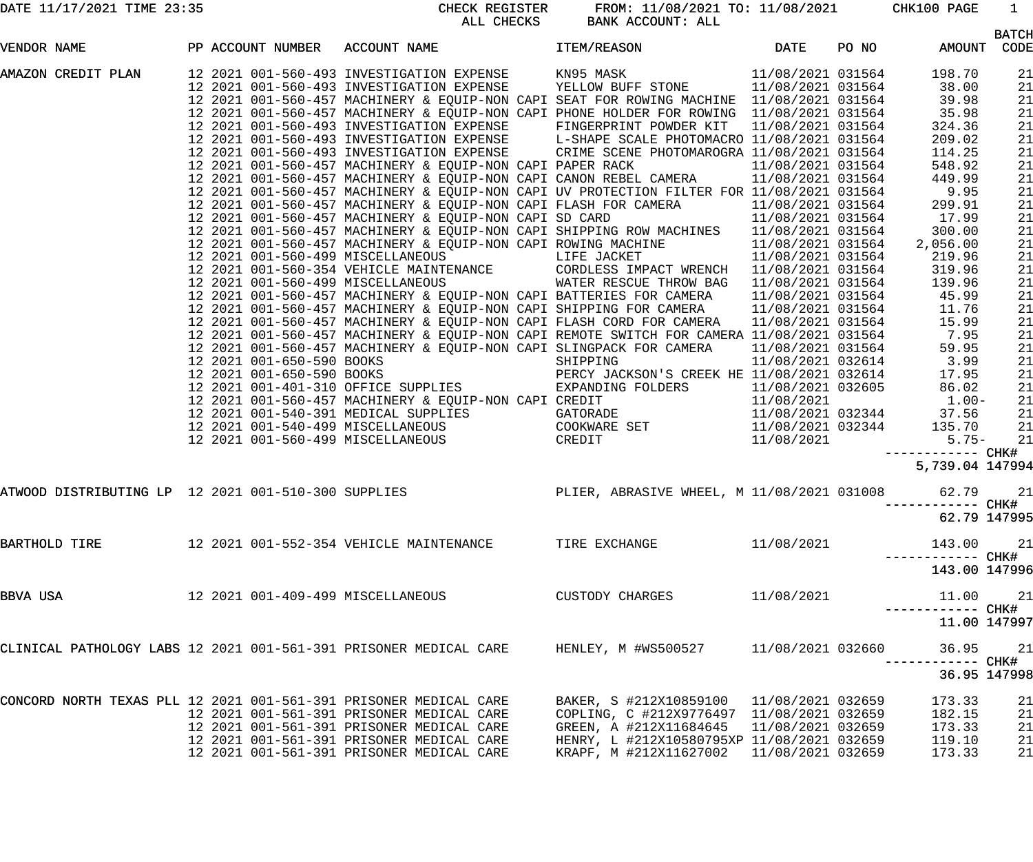DATE 11/17/2021 TIME 23:35 — CHECK REGISTER — ALL CHECKS — FROM: 11/08/2021 TO: 11/08/2021 — BANK ACCOUNT: ALL — CHK100 PAGE 1

| VENDOR NAME | PP | ACCOUNT NUMBER | ACCOUNT NAME | ITEM/REASON | DATE | PO NO | AMOUNT | BATCH CODE |
|---|---|---|---|---|---|---|---|---|
| AMAZON CREDIT PLAN | 12 2021 | 001-560-493 | INVESTIGATION EXPENSE | KN95 MASK | 11/08/2021 | 031564 | 198.70 | 21 |
| | 12 2021 | 001-560-493 | INVESTIGATION EXPENSE | YELLOW BUFF STONE | 11/08/2021 | 031564 | 38.00 | 21 |
| | 12 2021 | 001-560-457 | MACHINERY & EQUIP-NON CAPI | SEAT FOR ROWING MACHINE | 11/08/2021 | 031564 | 39.98 | 21 |
| | 12 2021 | 001-560-457 | MACHINERY & EQUIP-NON CAPI | PHONE HOLDER FOR ROWING | 11/08/2021 | 031564 | 35.98 | 21 |
| | 12 2021 | 001-560-493 | INVESTIGATION EXPENSE | FINGERPRINT POWDER KIT | 11/08/2021 | 031564 | 324.36 | 21 |
| | 12 2021 | 001-560-493 | INVESTIGATION EXPENSE | L-SHAPE SCALE PHOTOMACRO | 11/08/2021 | 031564 | 209.02 | 21 |
| | 12 2021 | 001-560-493 | INVESTIGATION EXPENSE | CRIME SCENE PHOTOMAROGRA | 11/08/2021 | 031564 | 114.25 | 21 |
| | 12 2021 | 001-560-457 | MACHINERY & EQUIP-NON CAPI | PAPER RACK | 11/08/2021 | 031564 | 548.92 | 21 |
| | 12 2021 | 001-560-457 | MACHINERY & EQUIP-NON CAPI | CANON REBEL CAMERA | 11/08/2021 | 031564 | 449.99 | 21 |
| | 12 2021 | 001-560-457 | MACHINERY & EQUIP-NON CAPI | UV PROTECTION FILTER FOR | 11/08/2021 | 031564 | 9.95 | 21 |
| | 12 2021 | 001-560-457 | MACHINERY & EQUIP-NON CAPI | FLASH FOR CAMERA | 11/08/2021 | 031564 | 299.91 | 21 |
| | 12 2021 | 001-560-457 | MACHINERY & EQUIP-NON CAPI | SD CARD | 11/08/2021 | 031564 | 17.99 | 21 |
| | 12 2021 | 001-560-457 | MACHINERY & EQUIP-NON CAPI | SHIPPING ROW MACHINES | 11/08/2021 | 031564 | 300.00 | 21 |
| | 12 2021 | 001-560-457 | MACHINERY & EQUIP-NON CAPI | ROWING MACHINE | 11/08/2021 | 031564 | 2,056.00 | 21 |
| | 12 2021 | 001-560-499 | MISCELLANEOUS | LIFE JACKET | 11/08/2021 | 031564 | 219.96 | 21 |
| | 12 2021 | 001-560-354 | VEHICLE MAINTENANCE | CORDLESS IMPACT WRENCH | 11/08/2021 | 031564 | 319.96 | 21 |
| | 12 2021 | 001-560-499 | MISCELLANEOUS | WATER RESCUE THROW BAG | 11/08/2021 | 031564 | 139.96 | 21 |
| | 12 2021 | 001-560-457 | MACHINERY & EQUIP-NON CAPI | BATTERIES FOR CAMERA | 11/08/2021 | 031564 | 45.99 | 21 |
| | 12 2021 | 001-560-457 | MACHINERY & EQUIP-NON CAPI | SHIPPING FOR CAMERA | 11/08/2021 | 031564 | 11.76 | 21 |
| | 12 2021 | 001-560-457 | MACHINERY & EQUIP-NON CAPI | FLASH CORD FOR CAMERA | 11/08/2021 | 031564 | 15.99 | 21 |
| | 12 2021 | 001-560-457 | MACHINERY & EQUIP-NON CAPI | REMOTE SWITCH FOR CAMERA | 11/08/2021 | 031564 | 7.95 | 21 |
| | 12 2021 | 001-560-457 | MACHINERY & EQUIP-NON CAPI | SLINGPACK FOR CAMERA | 11/08/2021 | 031564 | 59.95 | 21 |
| | 12 2021 | 001-650-590 | BOOKS | SHIPPING | 11/08/2021 | 032614 | 3.99 | 21 |
| | 12 2021 | 001-650-590 | BOOKS | PERCY JACKSON'S CREEK HE | 11/08/2021 | 032614 | 17.95 | 21 |
| | 12 2021 | 001-401-310 | OFFICE SUPPLIES | EXPANDING FOLDERS | 11/08/2021 | 032605 | 86.02 | 21 |
| | 12 2021 | 001-560-457 | MACHINERY & EQUIP-NON CAPI | CREDIT | 11/08/2021 | | 1.00- | 21 |
| | 12 2021 | 001-540-391 | MEDICAL SUPPLIES | GATORADE | 11/08/2021 | 032344 | 37.56 | 21 |
| | 12 2021 | 001-540-499 | MISCELLANEOUS | COOKWARE SET | 11/08/2021 | 032344 | 135.70 | 21 |
| | 12 2021 | 001-560-499 | MISCELLANEOUS | CREDIT | 11/08/2021 | | 5.75- | 21 |
| | | | | | | | 5,739.04 | CHK# 147994 |
| ATWOOD DISTRIBUTING LP | 12 2021 | 001-510-300 | SUPPLIES | PLIER, ABRASIVE WHEEL, M | 11/08/2021 | 031008 | 62.79 | 21 |
| | | | | | | | 62.79 | CHK# 147995 |
| BARTHOLD TIRE | 12 2021 | 001-552-354 | VEHICLE MAINTENANCE | TIRE EXCHANGE | 11/08/2021 | | 143.00 | 21 |
| | | | | | | | 143.00 | CHK# 147996 |
| BBVA USA | 12 2021 | 001-409-499 | MISCELLANEOUS | CUSTODY CHARGES | 11/08/2021 | | 11.00 | 21 |
| | | | | | | | 11.00 | CHK# 147997 |
| CLINICAL PATHOLOGY LABS | 12 2021 | 001-561-391 | PRISONER MEDICAL CARE | HENLEY, M #WS500527 | 11/08/2021 | 032660 | 36.95 | 21 |
| | | | | | | | 36.95 | CHK# 147998 |
| CONCORD NORTH TEXAS PLL | 12 2021 | 001-561-391 | PRISONER MEDICAL CARE | BAKER, S #212X10859100 | 11/08/2021 | 032659 | 173.33 | 21 |
| | 12 2021 | 001-561-391 | PRISONER MEDICAL CARE | COPLING, C #212X9776497 | 11/08/2021 | 032659 | 182.15 | 21 |
| | 12 2021 | 001-561-391 | PRISONER MEDICAL CARE | GREEN, A #212X11684645 | 11/08/2021 | 032659 | 173.33 | 21 |
| | 12 2021 | 001-561-391 | PRISONER MEDICAL CARE | HENRY, L #212X10580795XP | 11/08/2021 | 032659 | 119.10 | 21 |
| | 12 2021 | 001-561-391 | PRISONER MEDICAL CARE | KRAPF, M #212X11627002 | 11/08/2021 | 032659 | 173.33 | 21 |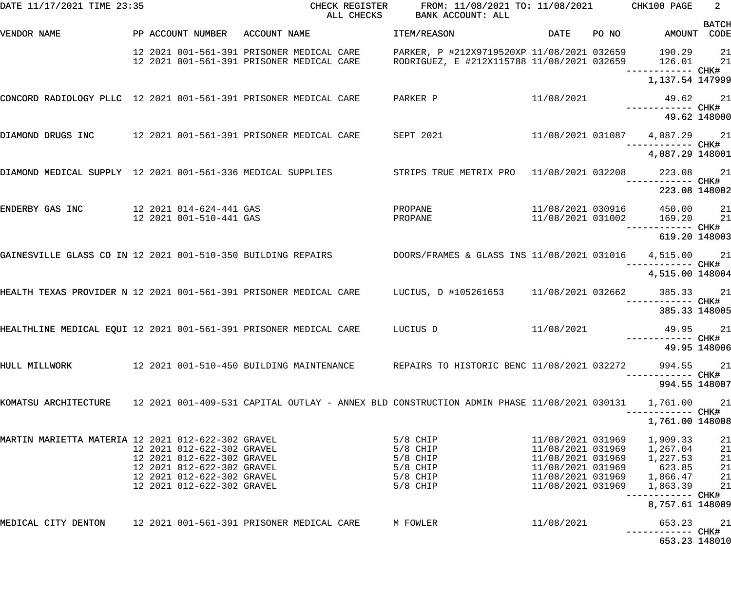DATE 11/17/2021 TIME 23:35 CHECK REGISTER ALL CHECKS FROM: 11/08/2021 TO: 11/08/2021 BANK ACCOUNT: ALL

| VENDOR NAME | PP | ACCOUNT NUMBER | ACCOUNT NAME | ITEM/REASON | DATE | PO NO | AMOUNT | BATCH CODE |
|---|---|---|---|---|---|---|---|---|
| | 12 2021 | 001-561-391 | PRISONER MEDICAL CARE | PARKER, P #212X9719520XP | 11/08/2021 | 032659 | 190.29 | 21 |
| | 12 2021 | 001-561-391 | PRISONER MEDICAL CARE | RODRIGUEZ, E #212X115788 | 11/08/2021 | 032659 | 126.01 | 21 |
| | | | | | | | 1,137.54 | CHK# 147999 |
| CONCORD RADIOLOGY PLLC | 12 2021 | 001-561-391 | PRISONER MEDICAL CARE | PARKER P | 11/08/2021 | | 49.62 | 21 |
| | | | | | | | 49.62 | CHK# 148000 |
| DIAMOND DRUGS INC | 12 2021 | 001-561-391 | PRISONER MEDICAL CARE | SEPT 2021 | 11/08/2021 | 031087 | 4,087.29 | 21 |
| | | | | | | | 4,087.29 | CHK# 148001 |
| DIAMOND MEDICAL SUPPLY | 12 2021 | 001-561-336 | MEDICAL SUPPLIES | STRIPS TRUE METRIX PRO | 11/08/2021 | 032208 | 223.08 | 21 |
| | | | | | | | 223.08 | CHK# 148002 |
| ENDERBY GAS INC | 12 2021 | 014-624-441 | GAS | PROPANE | 11/08/2021 | 030916 | 450.00 | 21 |
| | 12 2021 | 001-510-441 | GAS | PROPANE | 11/08/2021 | 031002 | 169.20 | 21 |
| | | | | | | | 619.20 | CHK# 148003 |
| GAINESVILLE GLASS CO IN | 12 2021 | 001-510-350 | BUILDING REPAIRS | DOORS/FRAMES & GLASS INS | 11/08/2021 | 031016 | 4,515.00 | 21 |
| | | | | | | | 4,515.00 | CHK# 148004 |
| HEALTH TEXAS PROVIDER N | 12 2021 | 001-561-391 | PRISONER MEDICAL CARE | LUCIUS, D #105261653 | 11/08/2021 | 032662 | 385.33 | 21 |
| | | | | | | | 385.33 | CHK# 148005 |
| HEALTHLINE MEDICAL EQUI | 12 2021 | 001-561-391 | PRISONER MEDICAL CARE | LUCIUS D | 11/08/2021 | | 49.95 | 21 |
| | | | | | | | 49.95 | CHK# 148006 |
| HULL MILLWORK | 12 2021 | 001-510-450 | BUILDING MAINTENANCE | REPAIRS TO HISTORIC BENC | 11/08/2021 | 032272 | 994.55 | 21 |
| | | | | | | | 994.55 | CHK# 148007 |
| KOMATSU ARCHITECTURE | 12 2021 | 001-409-531 | CAPITAL OUTLAY - ANNEX BLD | CONSTRUCTION ADMIN PHASE | 11/08/2021 | 030131 | 1,761.00 | 21 |
| | | | | | | | 1,761.00 | CHK# 148008 |
| MARTIN MARIETTA MATERIA | 12 2021 | 012-622-302 | GRAVEL | 5/8 CHIP | 11/08/2021 | 031969 | 1,909.33 | 21 |
| | 12 2021 | 012-622-302 | GRAVEL | 5/8 CHIP | 11/08/2021 | 031969 | 1,267.04 | 21 |
| | 12 2021 | 012-622-302 | GRAVEL | 5/8 CHIP | 11/08/2021 | 031969 | 1,227.53 | 21 |
| | 12 2021 | 012-622-302 | GRAVEL | 5/8 CHIP | 11/08/2021 | 031969 | 623.85 | 21 |
| | 12 2021 | 012-622-302 | GRAVEL | 5/8 CHIP | 11/08/2021 | 031969 | 1,866.47 | 21 |
| | 12 2021 | 012-622-302 | GRAVEL | 5/8 CHIP | 11/08/2021 | 031969 | 1,863.39 | 21 |
| | | | | | | | 8,757.61 | CHK# 148009 |
| MEDICAL CITY DENTON | 12 2021 | 001-561-391 | PRISONER MEDICAL CARE | M FOWLER | 11/08/2021 | | 653.23 | 21 |
| | | | | | | | 653.23 | CHK# 148010 |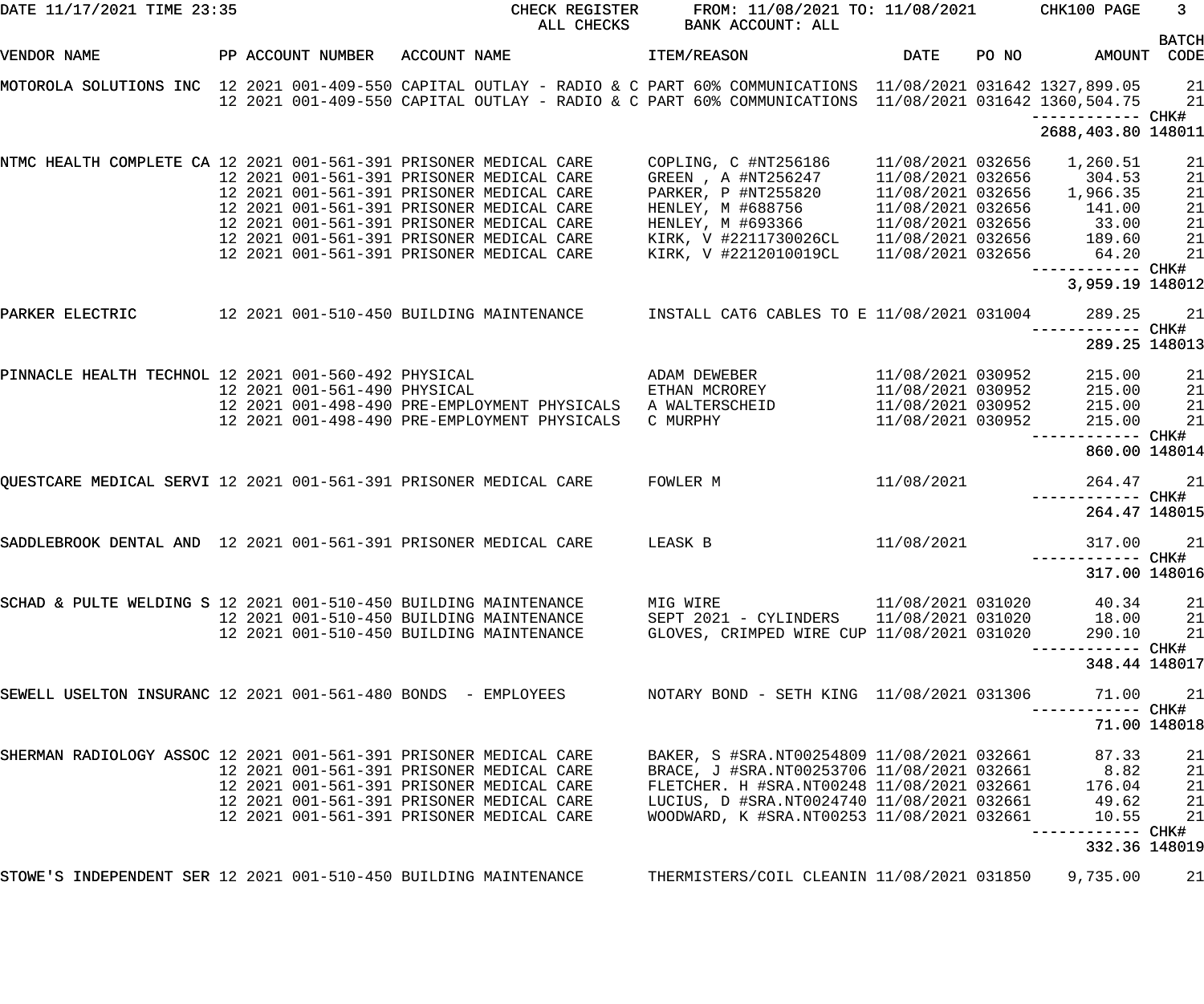DATE 11/17/2021 TIME 23:35 — CHECK REGISTER, ALL CHECKS — FROM: 11/08/2021 TO: 11/08/2021 — BANK ACCOUNT: ALL — CHK100

| VENDOR NAME | PP | ACCOUNT NUMBER | ACCOUNT NAME | ITEM/REASON | DATE | PO NO | AMOUNT | BATCH CODE |
|---|---|---|---|---|---|---|---|---|
| MOTOROLA SOLUTIONS INC | 12 2021 | 001-409-550 | CAPITAL OUTLAY - RADIO & C | PART 60% COMMUNICATIONS | 11/08/2021 | 031642 | 1327,899.05 | 21 |
| | 12 2021 | 001-409-550 | CAPITAL OUTLAY - RADIO & C | PART 60% COMMUNICATIONS | 11/08/2021 | 031642 | 1360,504.75 | 21 |
| | | | | | | | 2688,403.80 | CHK# 148011 |
| NTMC HEALTH COMPLETE CA | 12 2021 | 001-561-391 | PRISONER MEDICAL CARE | COPLING, C #NT256186 | 11/08/2021 | 032656 | 1,260.51 | 21 |
| | 12 2021 | 001-561-391 | PRISONER MEDICAL CARE | GREEN , A #NT256247 | 11/08/2021 | 032656 | 304.53 | 21 |
| | 12 2021 | 001-561-391 | PRISONER MEDICAL CARE | PARKER, P #NT255820 | 11/08/2021 | 032656 | 1,966.35 | 21 |
| | 12 2021 | 001-561-391 | PRISONER MEDICAL CARE | HENLEY, M #688756 | 11/08/2021 | 032656 | 141.00 | 21 |
| | 12 2021 | 001-561-391 | PRISONER MEDICAL CARE | HENLEY, M #693366 | 11/08/2021 | 032656 | 33.00 | 21 |
| | 12 2021 | 001-561-391 | PRISONER MEDICAL CARE | KIRK, V #2211730026CL | 11/08/2021 | 032656 | 189.60 | 21 |
| | 12 2021 | 001-561-391 | PRISONER MEDICAL CARE | KIRK, V #2212010019CL | 11/08/2021 | 032656 | 64.20 | 21 |
| | | | | | | | 3,959.19 | CHK# 148012 |
| PARKER ELECTRIC | 12 2021 | 001-510-450 | BUILDING MAINTENANCE | INSTALL CAT6 CABLES TO E | 11/08/2021 | 031004 | 289.25 | 21 |
| | | | | | | | 289.25 | CHK# 148013 |
| PINNACLE HEALTH TECHNOL | 12 2021 | 001-560-492 | PHYSICAL | ADAM DEWEBER | 11/08/2021 | 030952 | 215.00 | 21 |
| | 12 2021 | 001-561-490 | PHYSICAL | ETHAN MCROREY | 11/08/2021 | 030952 | 215.00 | 21 |
| | 12 2021 | 001-498-490 | PRE-EMPLOYMENT PHYSICALS | A WALTERSCHEID | 11/08/2021 | 030952 | 215.00 | 21 |
| | 12 2021 | 001-498-490 | PRE-EMPLOYMENT PHYSICALS | C MURPHY | 11/08/2021 | 030952 | 215.00 | 21 |
| | | | | | | | 860.00 | CHK# 148014 |
| QUESTCARE MEDICAL SERVI | 12 2021 | 001-561-391 | PRISONER MEDICAL CARE | FOWLER M | 11/08/2021 | | 264.47 | 21 |
| | | | | | | | 264.47 | CHK# 148015 |
| SADDLEBROOK DENTAL AND | 12 2021 | 001-561-391 | PRISONER MEDICAL CARE | LEASK B | 11/08/2021 | | 317.00 | 21 |
| | | | | | | | 317.00 | CHK# 148016 |
| SCHAD & PULTE WELDING S | 12 2021 | 001-510-450 | BUILDING MAINTENANCE | MIG WIRE | 11/08/2021 | 031020 | 40.34 | 21 |
| | 12 2021 | 001-510-450 | BUILDING MAINTENANCE | SEPT 2021 - CYLINDERS | 11/08/2021 | 031020 | 18.00 | 21 |
| | 12 2021 | 001-510-450 | BUILDING MAINTENANCE | GLOVES, CRIMPED WIRE CUP | 11/08/2021 | 031020 | 290.10 | 21 |
| | | | | | | | 348.44 | CHK# 148017 |
| SEWELL USELTON INSURANC | 12 2021 | 001-561-480 | BONDS - EMPLOYEES | NOTARY BOND - SETH KING | 11/08/2021 | 031306 | 71.00 | 21 |
| | | | | | | | 71.00 | CHK# 148018 |
| SHERMAN RADIOLOGY ASSOC | 12 2021 | 001-561-391 | PRISONER MEDICAL CARE | BAKER, S #SRA.NT00254809 | 11/08/2021 | 032661 | 87.33 | 21 |
| | 12 2021 | 001-561-391 | PRISONER MEDICAL CARE | BRACE, J #SRA.NT00253706 | 11/08/2021 | 032661 | 8.82 | 21 |
| | 12 2021 | 001-561-391 | PRISONER MEDICAL CARE | FLETCHER. H #SRA.NT00248 | 11/08/2021 | 032661 | 176.04 | 21 |
| | 12 2021 | 001-561-391 | PRISONER MEDICAL CARE | LUCIUS, D #SRA.NT0024740 | 11/08/2021 | 032661 | 49.62 | 21 |
| | 12 2021 | 001-561-391 | PRISONER MEDICAL CARE | WOODWARD, K #SRA.NT00253 | 11/08/2021 | 032661 | 10.55 | 21 |
| | | | | | | | 332.36 | CHK# 148019 |
| STOWE'S INDEPENDENT SER | 12 2021 | 001-510-450 | BUILDING MAINTENANCE | THERMISTERS/COIL CLEANIN | 11/08/2021 | 031850 | 9,735.00 | 21 |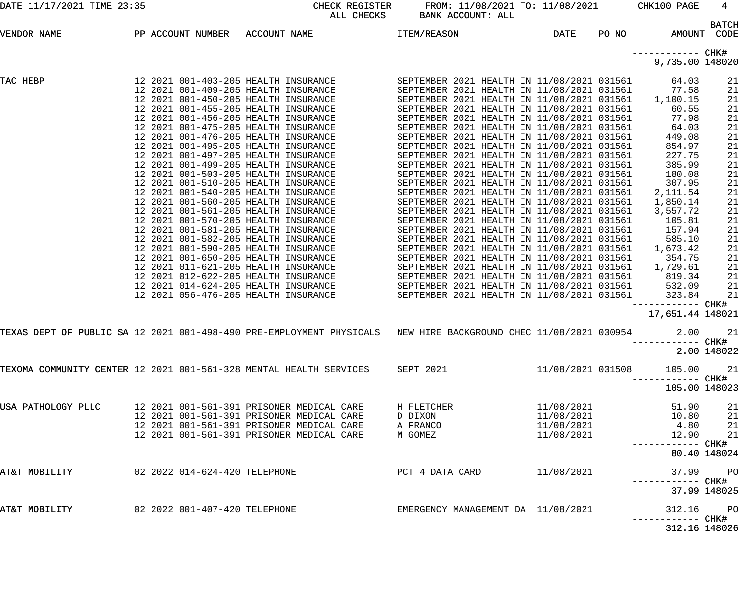DATE 11/17/2021 TIME 23:35 CHECK REGISTER ALL CHECKS FROM: 11/08/2021 TO: 11/08/2021 BANK ACCOUNT: ALL CHK100

| VENDOR NAME | PP | ACCOUNT NUMBER | ACCOUNT NAME | ITEM/REASON | DATE | PO NO | AMOUNT | BATCH CODE |
|---|---|---|---|---|---|---|---|---|
| | | | | | | | ------------ | CHK# |
| | | | | | | | 9,735.00 | 148020 |
| TAC HEBP | 12 | 2021 001-403-205 | HEALTH INSURANCE | SEPTEMBER 2021 HEALTH IN | 11/08/2021 | 031561 | 64.03 | 21 |
| | 12 | 2021 001-409-205 | HEALTH INSURANCE | SEPTEMBER 2021 HEALTH IN | 11/08/2021 | 031561 | 77.58 | 21 |
| | 12 | 2021 001-450-205 | HEALTH INSURANCE | SEPTEMBER 2021 HEALTH IN | 11/08/2021 | 031561 | 1,100.15 | 21 |
| | 12 | 2021 001-455-205 | HEALTH INSURANCE | SEPTEMBER 2021 HEALTH IN | 11/08/2021 | 031561 | 60.55 | 21 |
| | 12 | 2021 001-456-205 | HEALTH INSURANCE | SEPTEMBER 2021 HEALTH IN | 11/08/2021 | 031561 | 77.98 | 21 |
| | 12 | 2021 001-475-205 | HEALTH INSURANCE | SEPTEMBER 2021 HEALTH IN | 11/08/2021 | 031561 | 64.03 | 21 |
| | 12 | 2021 001-476-205 | HEALTH INSURANCE | SEPTEMBER 2021 HEALTH IN | 11/08/2021 | 031561 | 449.08 | 21 |
| | 12 | 2021 001-495-205 | HEALTH INSURANCE | SEPTEMBER 2021 HEALTH IN | 11/08/2021 | 031561 | 854.97 | 21 |
| | 12 | 2021 001-497-205 | HEALTH INSURANCE | SEPTEMBER 2021 HEALTH IN | 11/08/2021 | 031561 | 227.75 | 21 |
| | 12 | 2021 001-499-205 | HEALTH INSURANCE | SEPTEMBER 2021 HEALTH IN | 11/08/2021 | 031561 | 385.99 | 21 |
| | 12 | 2021 001-503-205 | HEALTH INSURANCE | SEPTEMBER 2021 HEALTH IN | 11/08/2021 | 031561 | 180.08 | 21 |
| | 12 | 2021 001-510-205 | HEALTH INSURANCE | SEPTEMBER 2021 HEALTH IN | 11/08/2021 | 031561 | 307.95 | 21 |
| | 12 | 2021 001-540-205 | HEALTH INSURANCE | SEPTEMBER 2021 HEALTH IN | 11/08/2021 | 031561 | 2,111.54 | 21 |
| | 12 | 2021 001-560-205 | HEALTH INSURANCE | SEPTEMBER 2021 HEALTH IN | 11/08/2021 | 031561 | 1,850.14 | 21 |
| | 12 | 2021 001-561-205 | HEALTH INSURANCE | SEPTEMBER 2021 HEALTH IN | 11/08/2021 | 031561 | 3,557.72 | 21 |
| | 12 | 2021 001-570-205 | HEALTH INSURANCE | SEPTEMBER 2021 HEALTH IN | 11/08/2021 | 031561 | 105.81 | 21 |
| | 12 | 2021 001-581-205 | HEALTH INSURANCE | SEPTEMBER 2021 HEALTH IN | 11/08/2021 | 031561 | 157.94 | 21 |
| | 12 | 2021 001-582-205 | HEALTH INSURANCE | SEPTEMBER 2021 HEALTH IN | 11/08/2021 | 031561 | 585.10 | 21 |
| | 12 | 2021 001-590-205 | HEALTH INSURANCE | SEPTEMBER 2021 HEALTH IN | 11/08/2021 | 031561 | 1,673.42 | 21 |
| | 12 | 2021 001-650-205 | HEALTH INSURANCE | SEPTEMBER 2021 HEALTH IN | 11/08/2021 | 031561 | 354.75 | 21 |
| | 12 | 2021 011-621-205 | HEALTH INSURANCE | SEPTEMBER 2021 HEALTH IN | 11/08/2021 | 031561 | 1,729.61 | 21 |
| | 12 | 2021 012-622-205 | HEALTH INSURANCE | SEPTEMBER 2021 HEALTH IN | 11/08/2021 | 031561 | 819.34 | 21 |
| | 12 | 2021 014-624-205 | HEALTH INSURANCE | SEPTEMBER 2021 HEALTH IN | 11/08/2021 | 031561 | 532.09 | 21 |
| | 12 | 2021 056-476-205 | HEALTH INSURANCE | SEPTEMBER 2021 HEALTH IN | 11/08/2021 | 031561 | 323.84 | 21 |
| | | | | | | | ------------ | CHK# |
| | | | | | | | 17,651.44 | 148021 |
| TEXAS DEPT OF PUBLIC SA | 12 | 2021 001-498-490 | PRE-EMPLOYMENT PHYSICALS | NEW HIRE BACKGROUND CHEC | 11/08/2021 | 030954 | 2.00 | 21 |
| | | | | | | | ------------ | CHK# |
| | | | | | | | 2.00 | 148022 |
| TEXOMA COMMUNITY CENTER | 12 | 2021 001-561-328 | MENTAL HEALTH SERVICES | SEPT 2021 | 11/08/2021 | 031508 | 105.00 | 21 |
| | | | | | | | ------------ | CHK# |
| | | | | | | | 105.00 | 148023 |
| USA PATHOLOGY PLLC | 12 | 2021 001-561-391 | PRISONER MEDICAL CARE | H FLETCHER | 11/08/2021 | | 51.90 | 21 |
| | 12 | 2021 001-561-391 | PRISONER MEDICAL CARE | D DIXON | 11/08/2021 | | 10.80 | 21 |
| | 12 | 2021 001-561-391 | PRISONER MEDICAL CARE | A FRANCO | 11/08/2021 | | 4.80 | 21 |
| | 12 | 2021 001-561-391 | PRISONER MEDICAL CARE | M GOMEZ | 11/08/2021 | | 12.90 | 21 |
| | | | | | | | ------------ | CHK# |
| | | | | | | | 80.40 | 148024 |
| AT&T MOBILITY | 02 | 2022 014-624-420 | TELEPHONE | PCT 4 DATA CARD | 11/08/2021 | | 37.99 | PO |
| | | | | | | | ------------ | CHK# |
| | | | | | | | 37.99 | 148025 |
| AT&T MOBILITY | 02 | 2022 001-407-420 | TELEPHONE | EMERGENCY MANAGEMENT DA | 11/08/2021 | | 312.16 | PO |
| | | | | | | | ------------ | CHK# |
| | | | | | | | 312.16 | 148026 |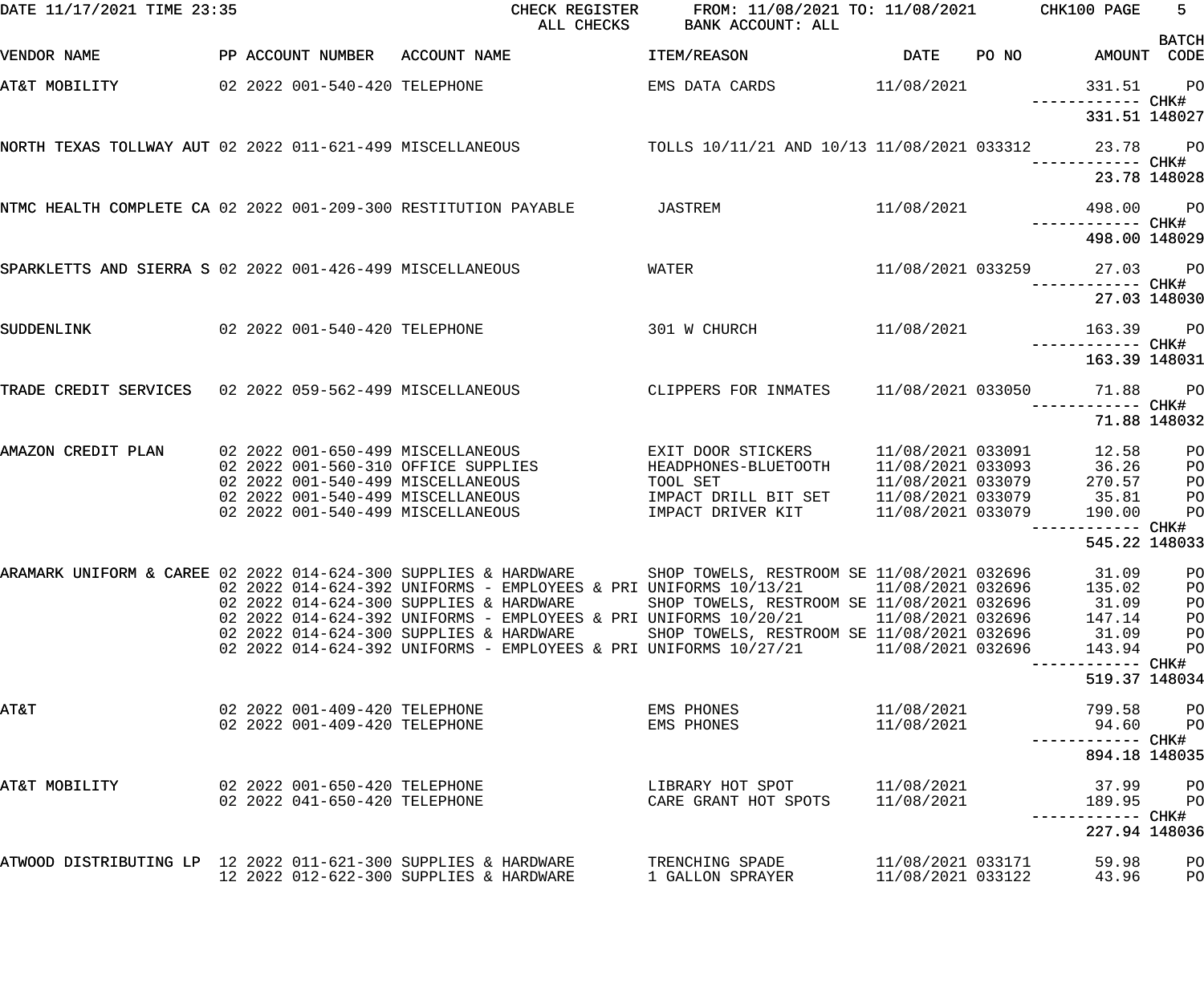DATE 11/17/2021 TIME 23:35 CHECK REGISTER FROM: 11/08/2021 TO: 11/08/2021 CHK100 PAGE 5
ALL CHECKS BANK ACCOUNT: ALL

| VENDOR NAME | PP | ACCOUNT NUMBER | ACCOUNT NAME | ITEM/REASON | DATE | PO NO | AMOUNT | BATCH CODE |
|---|---|---|---|---|---|---|---|---|
| AT&T MOBILITY | 02 2022 | 001-540-420 | TELEPHONE | EMS DATA CARDS | 11/08/2021 | | 331.51 | PO |
| | | | | | | | ------------ | CHK# |
| | | | | | | | 331.51 | 148027 |
| NORTH TEXAS TOLLWAY AUT | 02 2022 | 011-621-499 | MISCELLANEOUS | TOLLS 10/11/21 AND 10/13 | 11/08/2021 | 033312 | 23.78 | PO |
| | | | | | | | ------------ | CHK# |
| | | | | | | | 23.78 | 148028 |
| NTMC HEALTH COMPLETE CA | 02 2022 | 001-209-300 | RESTITUTION PAYABLE | JASTREM | 11/08/2021 | | 498.00 | PO |
| | | | | | | | ------------ | CHK# |
| | | | | | | | 498.00 | 148029 |
| SPARKLETTS AND SIERRA S | 02 2022 | 001-426-499 | MISCELLANEOUS | WATER | 11/08/2021 | 033259 | 27.03 | PO |
| | | | | | | | ------------ | CHK# |
| | | | | | | | 27.03 | 148030 |
| SUDDENLINK | 02 2022 | 001-540-420 | TELEPHONE | 301 W CHURCH | 11/08/2021 | | 163.39 | PO |
| | | | | | | | ------------ | CHK# |
| | | | | | | | 163.39 | 148031 |
| TRADE CREDIT SERVICES | 02 2022 | 059-562-499 | MISCELLANEOUS | CLIPPERS FOR INMATES | 11/08/2021 | 033050 | 71.88 | PO |
| | | | | | | | ------------ | CHK# |
| | | | | | | | 71.88 | 148032 |
| AMAZON CREDIT PLAN | 02 2022 | 001-650-499 | MISCELLANEOUS | EXIT DOOR STICKERS | 11/08/2021 | 033091 | 12.58 | PO |
| | 02 2022 | 001-560-310 | OFFICE SUPPLIES | HEADPHONES-BLUETOOTH | 11/08/2021 | 033093 | 36.26 | PO |
| | 02 2022 | 001-540-499 | MISCELLANEOUS | TOOL SET | 11/08/2021 | 033079 | 270.57 | PO |
| | 02 2022 | 001-540-499 | MISCELLANEOUS | IMPACT DRILL BIT SET | 11/08/2021 | 033079 | 35.81 | PO |
| | 02 2022 | 001-540-499 | MISCELLANEOUS | IMPACT DRIVER KIT | 11/08/2021 | 033079 | 190.00 | PO |
| | | | | | | | ------------ | CHK# |
| | | | | | | | 545.22 | 148033 |
| ARAMARK UNIFORM & CAREE | 02 2022 | 014-624-300 | SUPPLIES & HARDWARE | SHOP TOWELS, RESTROOM SE | 11/08/2021 | 032696 | 31.09 | PO |
| | 02 2022 | 014-624-392 | UNIFORMS - EMPLOYEES & PRI | UNIFORMS 10/13/21 | 11/08/2021 | 032696 | 135.02 | PO |
| | 02 2022 | 014-624-300 | SUPPLIES & HARDWARE | SHOP TOWELS, RESTROOM SE | 11/08/2021 | 032696 | 31.09 | PO |
| | 02 2022 | 014-624-392 | UNIFORMS - EMPLOYEES & PRI | UNIFORMS 10/20/21 | 11/08/2021 | 032696 | 147.14 | PO |
| | 02 2022 | 014-624-300 | SUPPLIES & HARDWARE | SHOP TOWELS, RESTROOM SE | 11/08/2021 | 032696 | 31.09 | PO |
| | 02 2022 | 014-624-392 | UNIFORMS - EMPLOYEES & PRI | UNIFORMS 10/27/21 | 11/08/2021 | 032696 | 143.94 | PO |
| | | | | | | | ------------ | CHK# |
| | | | | | | | 519.37 | 148034 |
| AT&T | 02 2022 | 001-409-420 | TELEPHONE | EMS PHONES | 11/08/2021 | | 799.58 | PO |
| | 02 2022 | 001-409-420 | TELEPHONE | EMS PHONES | 11/08/2021 | | 94.60 | PO |
| | | | | | | | ------------ | CHK# |
| | | | | | | | 894.18 | 148035 |
| AT&T MOBILITY | 02 2022 | 001-650-420 | TELEPHONE | LIBRARY HOT SPOT | 11/08/2021 | | 37.99 | PO |
| | 02 2022 | 041-650-420 | TELEPHONE | CARE GRANT HOT SPOTS | 11/08/2021 | | 189.95 | PO |
| | | | | | | | ------------ | CHK# |
| | | | | | | | 227.94 | 148036 |
| ATWOOD DISTRIBUTING LP | 12 2022 | 011-621-300 | SUPPLIES & HARDWARE | TRENCHING SPADE | 11/08/2021 | 033171 | 59.98 | PO |
| | 12 2022 | 012-622-300 | SUPPLIES & HARDWARE | 1 GALLON SPRAYER | 11/08/2021 | 033122 | 43.96 | PO |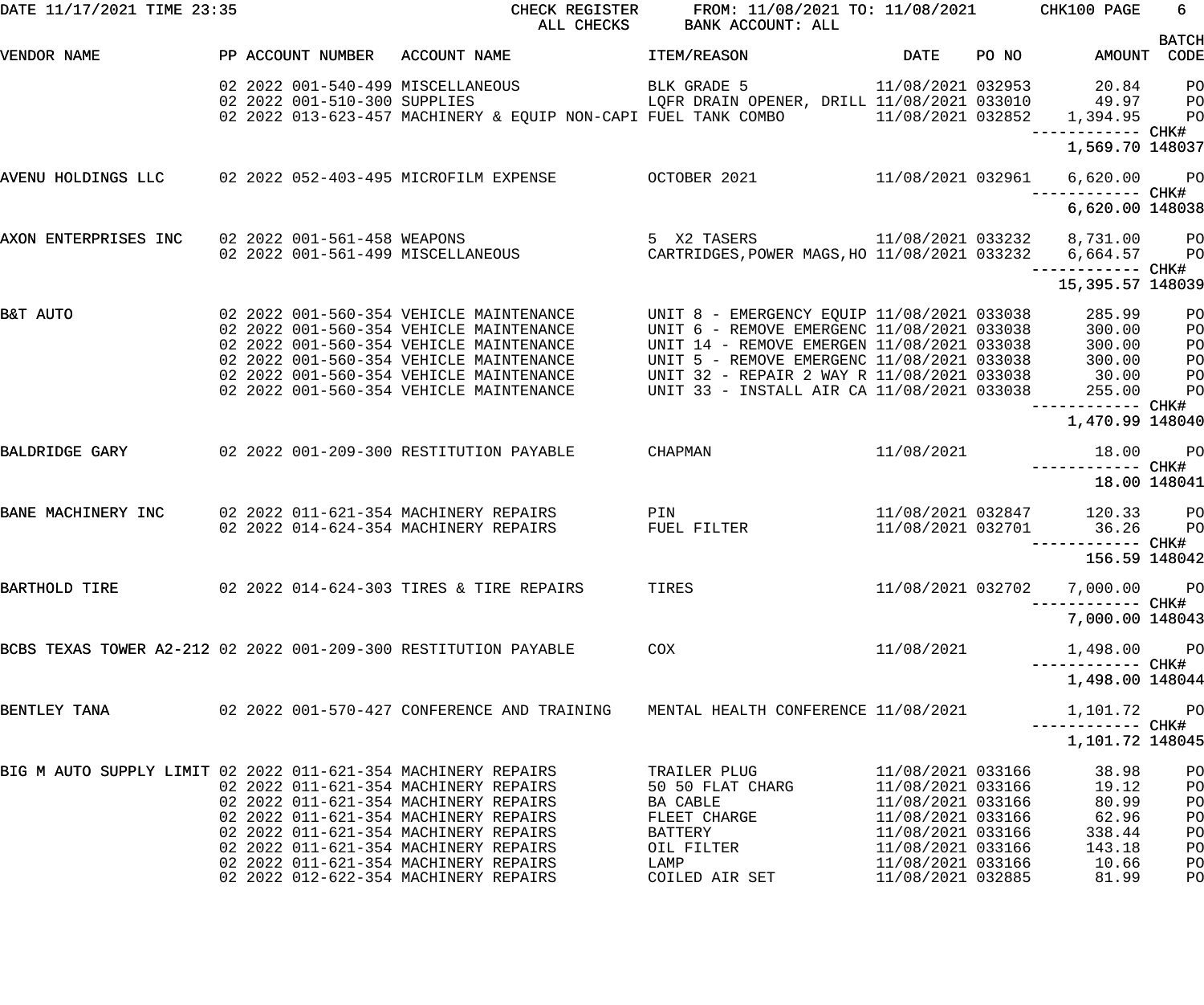CHECK REGISTER FROM: 11/08/2021 TO: 11/08/2021
ALL CHECKS BANK ACCOUNT: ALL

| VENDOR NAME | PP | ACCOUNT NUMBER | ACCOUNT NAME | ITEM/REASON | DATE | PO NO | AMOUNT | BATCH CODE |
|---|---|---|---|---|---|---|---|---|
| | 02 2022 | 001-540-499 | MISCELLANEOUS | BLK GRADE 5 | 11/08/2021 | 032953 | 20.84 | PO |
| | 02 2022 | 001-510-300 | SUPPLIES | LQFR DRAIN OPENER, DRILL | 11/08/2021 | 033010 | 49.97 | PO |
| | 02 2022 | 013-623-457 | MACHINERY & EQUIP NON-CAPI | FUEL TANK COMBO | 11/08/2021 | 032852 | 1,394.95 | PO |
| | | | | | | | 1,569.70 | CHK# 148037 |
| AVENU HOLDINGS LLC | 02 2022 | 052-403-495 | MICROFILM EXPENSE | OCTOBER 2021 | 11/08/2021 | 032961 | 6,620.00 | PO |
| | | | | | | | 6,620.00 | CHK# 148038 |
| AXON ENTERPRISES INC | 02 2022 | 001-561-458 | WEAPONS | 5 X2 TASERS | 11/08/2021 | 033232 | 8,731.00 | PO |
| | 02 2022 | 001-561-499 | MISCELLANEOUS | CARTRIDGES,POWER MAGS,HO | 11/08/2021 | 033232 | 6,664.57 | PO |
| | | | | | | | 15,395.57 | CHK# 148039 |
| B&T AUTO | 02 2022 | 001-560-354 | VEHICLE MAINTENANCE | UNIT 8 - EMERGENCY EQUIP | 11/08/2021 | 033038 | 285.99 | PO |
| | 02 2022 | 001-560-354 | VEHICLE MAINTENANCE | UNIT 6 - REMOVE EMERGENC | 11/08/2021 | 033038 | 300.00 | PO |
| | 02 2022 | 001-560-354 | VEHICLE MAINTENANCE | UNIT 14 - REMOVE EMERGEN | 11/08/2021 | 033038 | 300.00 | PO |
| | 02 2022 | 001-560-354 | VEHICLE MAINTENANCE | UNIT 5 - REMOVE EMERGENC | 11/08/2021 | 033038 | 300.00 | PO |
| | 02 2022 | 001-560-354 | VEHICLE MAINTENANCE | UNIT 32 - REPAIR 2 WAY R | 11/08/2021 | 033038 | 30.00 | PO |
| | 02 2022 | 001-560-354 | VEHICLE MAINTENANCE | UNIT 33 - INSTALL AIR CA | 11/08/2021 | 033038 | 255.00 | PO |
| | | | | | | | 1,470.99 | CHK# 148040 |
| BALDRIDGE GARY | 02 2022 | 001-209-300 | RESTITUTION PAYABLE | CHAPMAN | 11/08/2021 | | 18.00 | PO |
| | | | | | | | 18.00 | CHK# 148041 |
| BANE MACHINERY INC | 02 2022 | 011-621-354 | MACHINERY REPAIRS | PIN | 11/08/2021 | 032847 | 120.33 | PO |
| | 02 2022 | 014-624-354 | MACHINERY REPAIRS | FUEL FILTER | 11/08/2021 | 032701 | 36.26 | PO |
| | | | | | | | 156.59 | CHK# 148042 |
| BARTHOLD TIRE | 02 2022 | 014-624-303 | TIRES & TIRE REPAIRS | TIRES | 11/08/2021 | 032702 | 7,000.00 | PO |
| | | | | | | | 7,000.00 | CHK# 148043 |
| BCBS TEXAS TOWER A2-212 | 02 2022 | 001-209-300 | RESTITUTION PAYABLE | COX | 11/08/2021 | | 1,498.00 | PO |
| | | | | | | | 1,498.00 | CHK# 148044 |
| BENTLEY TANA | 02 2022 | 001-570-427 | CONFERENCE AND TRAINING | MENTAL HEALTH CONFERENCE | 11/08/2021 | | 1,101.72 | PO |
| | | | | | | | 1,101.72 | CHK# 148045 |
| BIG M AUTO SUPPLY LIMIT | 02 2022 | 011-621-354 | MACHINERY REPAIRS | TRAILER PLUG | 11/08/2021 | 033166 | 38.98 | PO |
| | 02 2022 | 011-621-354 | MACHINERY REPAIRS | 50 50 FLAT CHARG | 11/08/2021 | 033166 | 19.12 | PO |
| | 02 2022 | 011-621-354 | MACHINERY REPAIRS | BA CABLE | 11/08/2021 | 033166 | 80.99 | PO |
| | 02 2022 | 011-621-354 | MACHINERY REPAIRS | FLEET CHARGE | 11/08/2021 | 033166 | 62.96 | PO |
| | 02 2022 | 011-621-354 | MACHINERY REPAIRS | BATTERY | 11/08/2021 | 033166 | 338.44 | PO |
| | 02 2022 | 011-621-354 | MACHINERY REPAIRS | OIL FILTER | 11/08/2021 | 033166 | 143.18 | PO |
| | 02 2022 | 011-621-354 | MACHINERY REPAIRS | LAMP | 11/08/2021 | 033166 | 10.66 | PO |
| | 02 2022 | 012-622-354 | MACHINERY REPAIRS | COILED AIR SET | 11/08/2021 | 032885 | 81.99 | PO |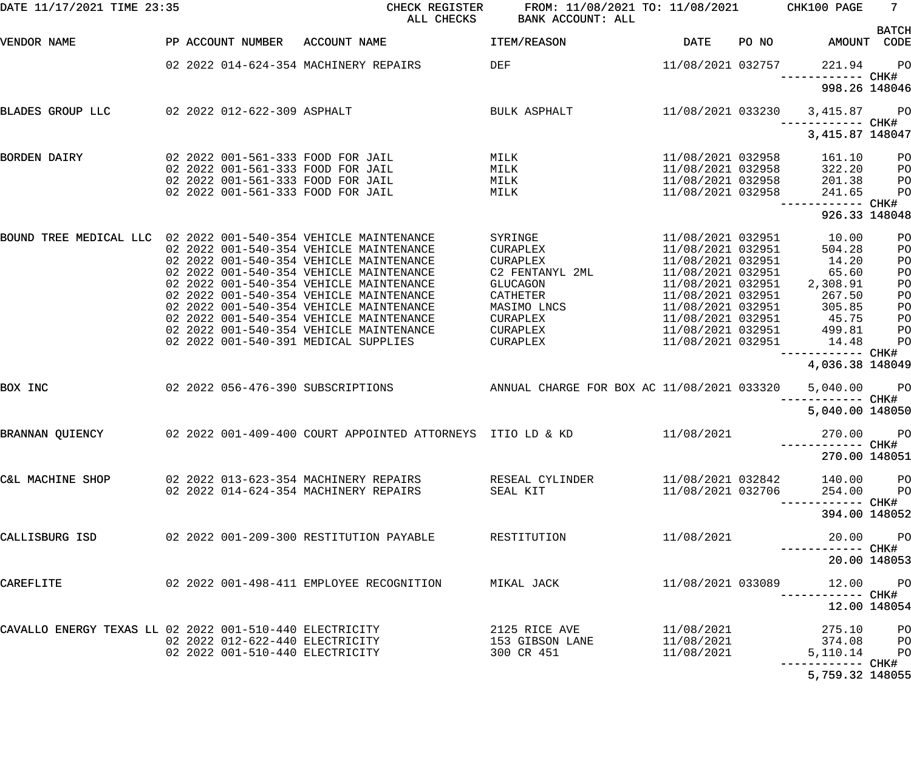DATE 11/17/2021 TIME 23:35 — CHECK REGISTER — ALL CHECKS — FROM: 11/08/2021 TO: 11/08/2021 — BANK ACCOUNT: ALL — CHK100

| VENDOR NAME | PP | ACCOUNT NUMBER | ACCOUNT NAME | ITEM/REASON | DATE | PO NO | AMOUNT | BATCH CODE |
|---|---|---|---|---|---|---|---|---|
| | 02 2022 | 014-624-354 | MACHINERY REPAIRS | DEF | 11/08/2021 | 032757 | 221.94 | PO |
| | | | | | | | 998.26 | CHK# 148046 |
| BLADES GROUP LLC | 02 2022 | 012-622-309 | ASPHALT | BULK ASPHALT | 11/08/2021 | 033230 | 3,415.87 | PO |
| | | | | | | | 3,415.87 | CHK# 148047 |
| BORDEN DAIRY | 02 2022 | 001-561-333 | FOOD FOR JAIL | MILK | 11/08/2021 | 032958 | 161.10 | PO |
| | 02 2022 | 001-561-333 | FOOD FOR JAIL | MILK | 11/08/2021 | 032958 | 322.20 | PO |
| | 02 2022 | 001-561-333 | FOOD FOR JAIL | MILK | 11/08/2021 | 032958 | 201.38 | PO |
| | 02 2022 | 001-561-333 | FOOD FOR JAIL | MILK | 11/08/2021 | 032958 | 241.65 | PO |
| | | | | | | | 926.33 | CHK# 148048 |
| BOUND TREE MEDICAL LLC | 02 2022 | 001-540-354 | VEHICLE MAINTENANCE | SYRINGE | 11/08/2021 | 032951 | 10.00 | PO |
| | 02 2022 | 001-540-354 | VEHICLE MAINTENANCE | CURAPLEX | 11/08/2021 | 032951 | 504.28 | PO |
| | 02 2022 | 001-540-354 | VEHICLE MAINTENANCE | CURAPLEX | 11/08/2021 | 032951 | 14.20 | PO |
| | 02 2022 | 001-540-354 | VEHICLE MAINTENANCE | C2 FENTANYL 2ML | 11/08/2021 | 032951 | 65.60 | PO |
| | 02 2022 | 001-540-354 | VEHICLE MAINTENANCE | GLUCAGON | 11/08/2021 | 032951 | 2,308.91 | PO |
| | 02 2022 | 001-540-354 | VEHICLE MAINTENANCE | CATHETER | 11/08/2021 | 032951 | 267.50 | PO |
| | 02 2022 | 001-540-354 | VEHICLE MAINTENANCE | MASIMO LNCS | 11/08/2021 | 032951 | 305.85 | PO |
| | 02 2022 | 001-540-354 | VEHICLE MAINTENANCE | CURAPLEX | 11/08/2021 | 032951 | 45.75 | PO |
| | 02 2022 | 001-540-354 | VEHICLE MAINTENANCE | CURAPLEX | 11/08/2021 | 032951 | 499.81 | PO |
| | 02 2022 | 001-540-391 | MEDICAL SUPPLIES | CURAPLEX | 11/08/2021 | 032951 | 14.48 | PO |
| | | | | | | | 4,036.38 | CHK# 148049 |
| BOX INC | 02 2022 | 056-476-390 | SUBSCRIPTIONS | ANNUAL CHARGE FOR BOX AC | 11/08/2021 | 033320 | 5,040.00 | PO |
| | | | | | | | 5,040.00 | CHK# 148050 |
| BRANNAN QUIENCY | 02 2022 | 001-409-400 | COURT APPOINTED ATTORNEYS | ITIO LD & KD | 11/08/2021 | | 270.00 | PO |
| | | | | | | | 270.00 | CHK# 148051 |
| C&L MACHINE SHOP | 02 2022 | 013-623-354 | MACHINERY REPAIRS | RESEAL CYLINDER | 11/08/2021 | 032842 | 140.00 | PO |
| | 02 2022 | 014-624-354 | MACHINERY REPAIRS | SEAL KIT | 11/08/2021 | 032706 | 254.00 | PO |
| | | | | | | | 394.00 | CHK# 148052 |
| CALLISBURG ISD | 02 2022 | 001-209-300 | RESTITUTION PAYABLE | RESTITUTION | 11/08/2021 | | 20.00 | PO |
| | | | | | | | 20.00 | CHK# 148053 |
| CAREFLITE | 02 2022 | 001-498-411 | EMPLOYEE RECOGNITION | MIKAL JACK | 11/08/2021 | 033089 | 12.00 | PO |
| | | | | | | | 12.00 | CHK# 148054 |
| CAVALLO ENERGY TEXAS LL | 02 2022 | 001-510-440 | ELECTRICITY | 2125 RICE AVE | 11/08/2021 | | 275.10 | PO |
| | 02 2022 | 012-622-440 | ELECTRICITY | 153 GIBSON LANE | 11/08/2021 | | 374.08 | PO |
| | 02 2022 | 001-510-440 | ELECTRICITY | 300 CR 451 | 11/08/2021 | | 5,110.14 | PO |
| | | | | | | | 5,759.32 | CHK# 148055 |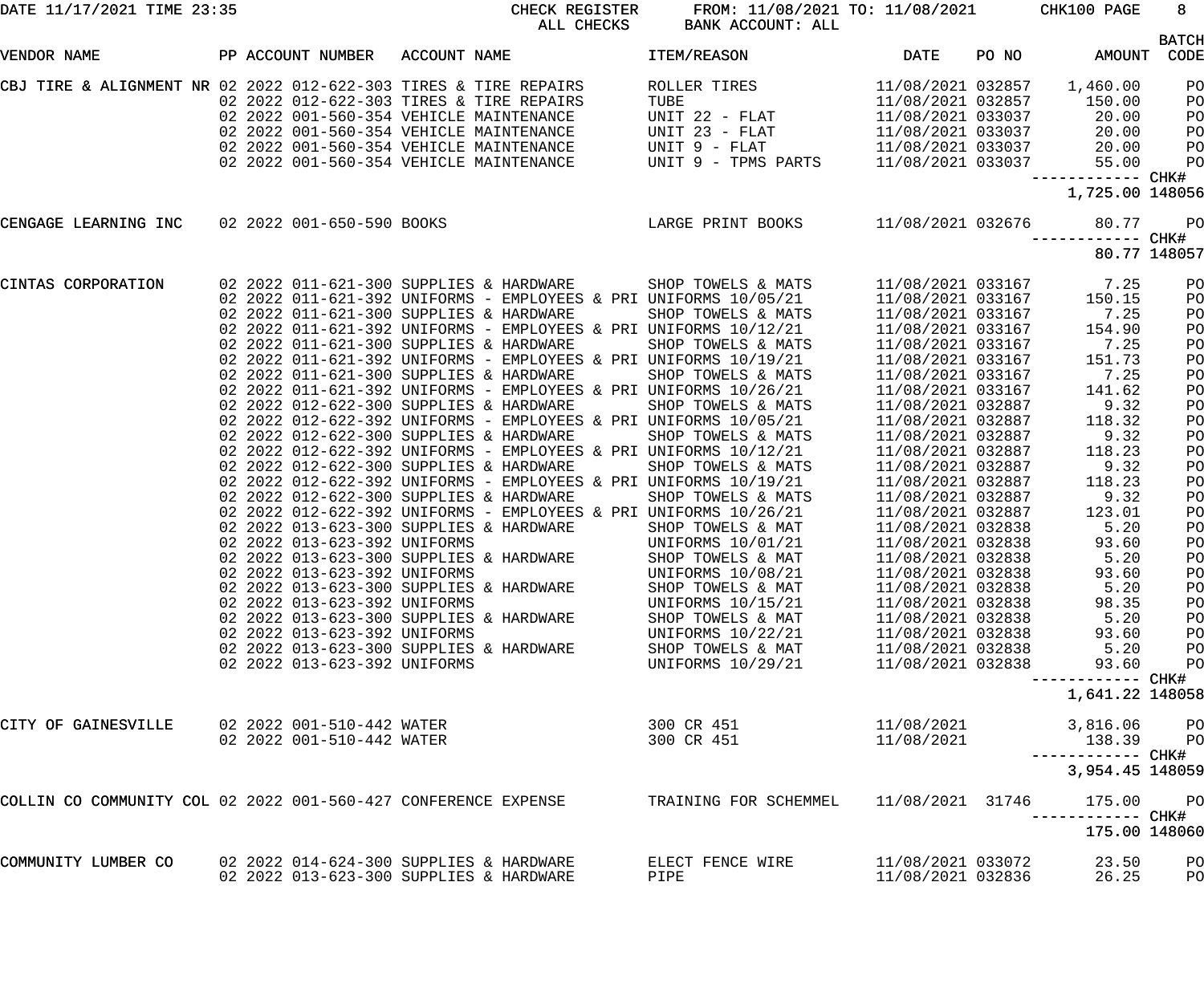CHECK REGISTER — ALL CHECKS — FROM: 11/08/2021 TO: 11/08/2021 — BANK ACCOUNT: ALL

DATE 11/17/2021 TIME 23:35 — CHK100 PAGE 8

| VENDOR NAME | PP | ACCOUNT NUMBER | ACCOUNT NAME | ITEM/REASON | DATE | PO NO | AMOUNT | BATCH CODE |
|---|---|---|---|---|---|---|---|---|
| CBJ TIRE & ALIGNMENT NR | 02 2022 | 012-622-303 | TIRES & TIRE REPAIRS | ROLLER TIRES | 11/08/2021 | 032857 | 1,460.00 | PO |
| | 02 2022 | 012-622-303 | TIRES & TIRE REPAIRS | TUBE | 11/08/2021 | 032857 | 150.00 | PO |
| | 02 2022 | 001-560-354 | VEHICLE MAINTENANCE | UNIT 22 - FLAT | 11/08/2021 | 033037 | 20.00 | PO |
| | 02 2022 | 001-560-354 | VEHICLE MAINTENANCE | UNIT 23 - FLAT | 11/08/2021 | 033037 | 20.00 | PO |
| | 02 2022 | 001-560-354 | VEHICLE MAINTENANCE | UNIT 9 - FLAT | 11/08/2021 | 033037 | 20.00 | PO |
| | 02 2022 | 001-560-354 | VEHICLE MAINTENANCE | UNIT 9 - TPMS PARTS | 11/08/2021 | 033037 | 55.00 | PO |
| | | | | | | | 1,725.00 | CHK# 148056 |
| CENGAGE LEARNING INC | 02 2022 | 001-650-590 | BOOKS | LARGE PRINT BOOKS | 11/08/2021 | 032676 | 80.77 | PO |
| | | | | | | | 80.77 | CHK# 148057 |
| CINTAS CORPORATION | 02 2022 | 011-621-300 | SUPPLIES & HARDWARE | SHOP TOWELS & MATS | 11/08/2021 | 033167 | 7.25 | PO |
| | 02 2022 | 011-621-392 | UNIFORMS - EMPLOYEES & PRI | UNIFORMS 10/05/21 | 11/08/2021 | 033167 | 150.15 | PO |
| | 02 2022 | 011-621-300 | SUPPLIES & HARDWARE | SHOP TOWELS & MATS | 11/08/2021 | 033167 | 7.25 | PO |
| | 02 2022 | 011-621-392 | UNIFORMS - EMPLOYEES & PRI | UNIFORMS 10/12/21 | 11/08/2021 | 033167 | 154.90 | PO |
| | 02 2022 | 011-621-300 | SUPPLIES & HARDWARE | SHOP TOWELS & MATS | 11/08/2021 | 033167 | 7.25 | PO |
| | 02 2022 | 011-621-392 | UNIFORMS - EMPLOYEES & PRI | UNIFORMS 10/19/21 | 11/08/2021 | 033167 | 151.73 | PO |
| | 02 2022 | 011-621-300 | SUPPLIES & HARDWARE | SHOP TOWELS & MATS | 11/08/2021 | 033167 | 7.25 | PO |
| | 02 2022 | 011-621-392 | UNIFORMS - EMPLOYEES & PRI | UNIFORMS 10/26/21 | 11/08/2021 | 033167 | 141.62 | PO |
| | 02 2022 | 012-622-300 | SUPPLIES & HARDWARE | SHOP TOWELS & MATS | 11/08/2021 | 032887 | 9.32 | PO |
| | 02 2022 | 012-622-392 | UNIFORMS - EMPLOYEES & PRI | UNIFORMS 10/05/21 | 11/08/2021 | 032887 | 118.32 | PO |
| | 02 2022 | 012-622-300 | SUPPLIES & HARDWARE | SHOP TOWELS & MATS | 11/08/2021 | 032887 | 9.32 | PO |
| | 02 2022 | 012-622-392 | UNIFORMS - EMPLOYEES & PRI | UNIFORMS 10/12/21 | 11/08/2021 | 032887 | 118.23 | PO |
| | 02 2022 | 012-622-300 | SUPPLIES & HARDWARE | SHOP TOWELS & MATS | 11/08/2021 | 032887 | 9.32 | PO |
| | 02 2022 | 012-622-392 | UNIFORMS - EMPLOYEES & PRI | UNIFORMS 10/19/21 | 11/08/2021 | 032887 | 118.23 | PO |
| | 02 2022 | 012-622-300 | SUPPLIES & HARDWARE | SHOP TOWELS & MATS | 11/08/2021 | 032887 | 9.32 | PO |
| | 02 2022 | 012-622-392 | UNIFORMS - EMPLOYEES & PRI | UNIFORMS 10/26/21 | 11/08/2021 | 032887 | 123.01 | PO |
| | 02 2022 | 013-623-300 | SUPPLIES & HARDWARE | SHOP TOWELS & MAT | 11/08/2021 | 032838 | 5.20 | PO |
| | 02 2022 | 013-623-392 | UNIFORMS | UNIFORMS 10/01/21 | 11/08/2021 | 032838 | 93.60 | PO |
| | 02 2022 | 013-623-300 | SUPPLIES & HARDWARE | SHOP TOWELS & MAT | 11/08/2021 | 032838 | 5.20 | PO |
| | 02 2022 | 013-623-392 | UNIFORMS | UNIFORMS 10/08/21 | 11/08/2021 | 032838 | 93.60 | PO |
| | 02 2022 | 013-623-300 | SUPPLIES & HARDWARE | SHOP TOWELS & MAT | 11/08/2021 | 032838 | 5.20 | PO |
| | 02 2022 | 013-623-392 | UNIFORMS | UNIFORMS 10/15/21 | 11/08/2021 | 032838 | 98.35 | PO |
| | 02 2022 | 013-623-300 | SUPPLIES & HARDWARE | SHOP TOWELS & MAT | 11/08/2021 | 032838 | 5.20 | PO |
| | 02 2022 | 013-623-392 | UNIFORMS | UNIFORMS 10/22/21 | 11/08/2021 | 032838 | 93.60 | PO |
| | 02 2022 | 013-623-300 | SUPPLIES & HARDWARE | SHOP TOWELS & MAT | 11/08/2021 | 032838 | 5.20 | PO |
| | 02 2022 | 013-623-392 | UNIFORMS | UNIFORMS 10/29/21 | 11/08/2021 | 032838 | 93.60 | PO |
| | | | | | | | 1,641.22 | CHK# 148058 |
| CITY OF GAINESVILLE | 02 2022 | 001-510-442 | WATER | 300 CR 451 | 11/08/2021 | | 3,816.06 | PO |
| | 02 2022 | 001-510-442 | WATER | 300 CR 451 | 11/08/2021 | | 138.39 | PO |
| | | | | | | | 3,954.45 | CHK# 148059 |
| COLLIN CO COMMUNITY COL | 02 2022 | 001-560-427 | CONFERENCE EXPENSE | TRAINING FOR SCHEMMEL | 11/08/2021 | 31746 | 175.00 | PO |
| | | | | | | | 175.00 | CHK# 148060 |
| COMMUNITY LUMBER CO | 02 2022 | 014-624-300 | SUPPLIES & HARDWARE | ELECT FENCE WIRE | 11/08/2021 | 033072 | 23.50 | PO |
| | 02 2022 | 013-623-300 | SUPPLIES & HARDWARE | PIPE | 11/08/2021 | 032836 | 26.25 | PO |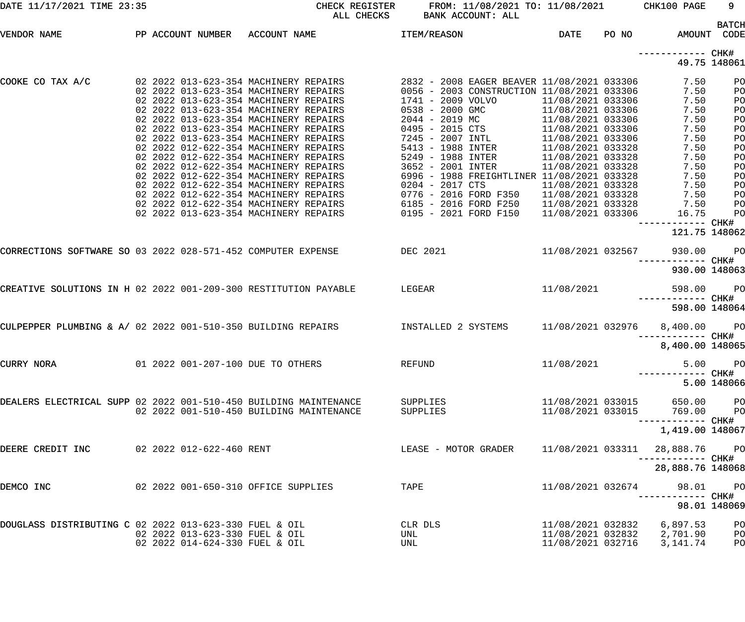DATE 11/17/2021 TIME 23:35 — CHECK REGISTER — ALL CHECKS — FROM: 11/08/2021 TO: 11/08/2021 — BANK ACCOUNT: ALL — CHK100

| VENDOR NAME | PP | ACCOUNT NUMBER | ACCOUNT NAME | ITEM/REASON | DATE | PO NO | AMOUNT | BATCH CODE |
|---|---|---|---|---|---|---|---|---|
| | | | | | | | ------------ | CHK# |
| | | | | | | | 49.75 | 148061 |
| COOKE CO TAX A/C | 02 | 2022 013-623-354 | MACHINERY REPAIRS | 2832 - 2008 EAGER BEAVER | 11/08/2021 | 033306 | 7.50 | PO |
| | 02 | 2022 013-623-354 | MACHINERY REPAIRS | 0056 - 2003 CONSTRUCTION | 11/08/2021 | 033306 | 7.50 | PO |
| | 02 | 2022 013-623-354 | MACHINERY REPAIRS | 1741 - 2009 VOLVO | 11/08/2021 | 033306 | 7.50 | PO |
| | 02 | 2022 013-623-354 | MACHINERY REPAIRS | 0538 - 2000 GMC | 11/08/2021 | 033306 | 7.50 | PO |
| | 02 | 2022 013-623-354 | MACHINERY REPAIRS | 2044 - 2019 MC | 11/08/2021 | 033306 | 7.50 | PO |
| | 02 | 2022 013-623-354 | MACHINERY REPAIRS | 0495 - 2015 CTS | 11/08/2021 | 033306 | 7.50 | PO |
| | 02 | 2022 013-623-354 | MACHINERY REPAIRS | 7245 - 2007 INTL | 11/08/2021 | 033306 | 7.50 | PO |
| | 02 | 2022 012-622-354 | MACHINERY REPAIRS | 5413 - 1988 INTER | 11/08/2021 | 033328 | 7.50 | PO |
| | 02 | 2022 012-622-354 | MACHINERY REPAIRS | 5249 - 1988 INTER | 11/08/2021 | 033328 | 7.50 | PO |
| | 02 | 2022 012-622-354 | MACHINERY REPAIRS | 3652 - 2001 INTER | 11/08/2021 | 033328 | 7.50 | PO |
| | 02 | 2022 012-622-354 | MACHINERY REPAIRS | 6996 - 1988 FREIGHTLINER | 11/08/2021 | 033328 | 7.50 | PO |
| | 02 | 2022 012-622-354 | MACHINERY REPAIRS | 0204 - 2017 CTS | 11/08/2021 | 033328 | 7.50 | PO |
| | 02 | 2022 012-622-354 | MACHINERY REPAIRS | 0776 - 2016 FORD F350 | 11/08/2021 | 033328 | 7.50 | PO |
| | 02 | 2022 012-622-354 | MACHINERY REPAIRS | 6185 - 2016 FORD F250 | 11/08/2021 | 033328 | 7.50 | PO |
| | 02 | 2022 013-623-354 | MACHINERY REPAIRS | 0195 - 2021 FORD F150 | 11/08/2021 | 033306 | 16.75 | PO |
| | | | | | | | ------------ | CHK# |
| | | | | | | | 121.75 | 148062 |
| CORRECTIONS SOFTWARE SO | 03 | 2022 028-571-452 | COMPUTER EXPENSE | DEC 2021 | 11/08/2021 | 032567 | 930.00 | PO |
| | | | | | | | ------------ | CHK# |
| | | | | | | | 930.00 | 148063 |
| CREATIVE SOLUTIONS IN H | 02 | 2022 001-209-300 | RESTITUTION PAYABLE | LEGEAR | 11/08/2021 | | 598.00 | PO |
| | | | | | | | ------------ | CHK# |
| | | | | | | | 598.00 | 148064 |
| CULPEPPER PLUMBING & A/ | 02 | 2022 001-510-350 | BUILDING REPAIRS | INSTALLED 2 SYSTEMS | 11/08/2021 | 032976 | 8,400.00 | PO |
| | | | | | | | ------------ | CHK# |
| | | | | | | | 8,400.00 | 148065 |
| CURRY NORA | 01 | 2022 001-207-100 | DUE TO OTHERS | REFUND | 11/08/2021 | | 5.00 | PO |
| | | | | | | | ------------ | CHK# |
| | | | | | | | 5.00 | 148066 |
| DEALERS ELECTRICAL SUPP | 02 | 2022 001-510-450 | BUILDING MAINTENANCE | SUPPLIES | 11/08/2021 | 033015 | 650.00 | PO |
| | 02 | 2022 001-510-450 | BUILDING MAINTENANCE | SUPPLIES | 11/08/2021 | 033015 | 769.00 | PO |
| | | | | | | | ------------ | CHK# |
| | | | | | | | 1,419.00 | 148067 |
| DEERE CREDIT INC | 02 | 2022 012-622-460 | RENT | LEASE - MOTOR GRADER | 11/08/2021 | 033311 | 28,888.76 | PO |
| | | | | | | | ------------ | CHK# |
| | | | | | | | 28,888.76 | 148068 |
| DEMCO INC | 02 | 2022 001-650-310 | OFFICE SUPPLIES | TAPE | 11/08/2021 | 032674 | 98.01 | PO |
| | | | | | | | ------------ | CHK# |
| | | | | | | | 98.01 | 148069 |
| DOUGLASS DISTRIBUTING C | 02 | 2022 013-623-330 | FUEL & OIL | CLR DLS | 11/08/2021 | 032832 | 6,897.53 | PO |
| | 02 | 2022 013-623-330 | FUEL & OIL | UNL | 11/08/2021 | 032832 | 2,701.90 | PO |
| | 02 | 2022 014-624-330 | FUEL & OIL | UNL | 11/08/2021 | 032716 | 3,141.74 | PO |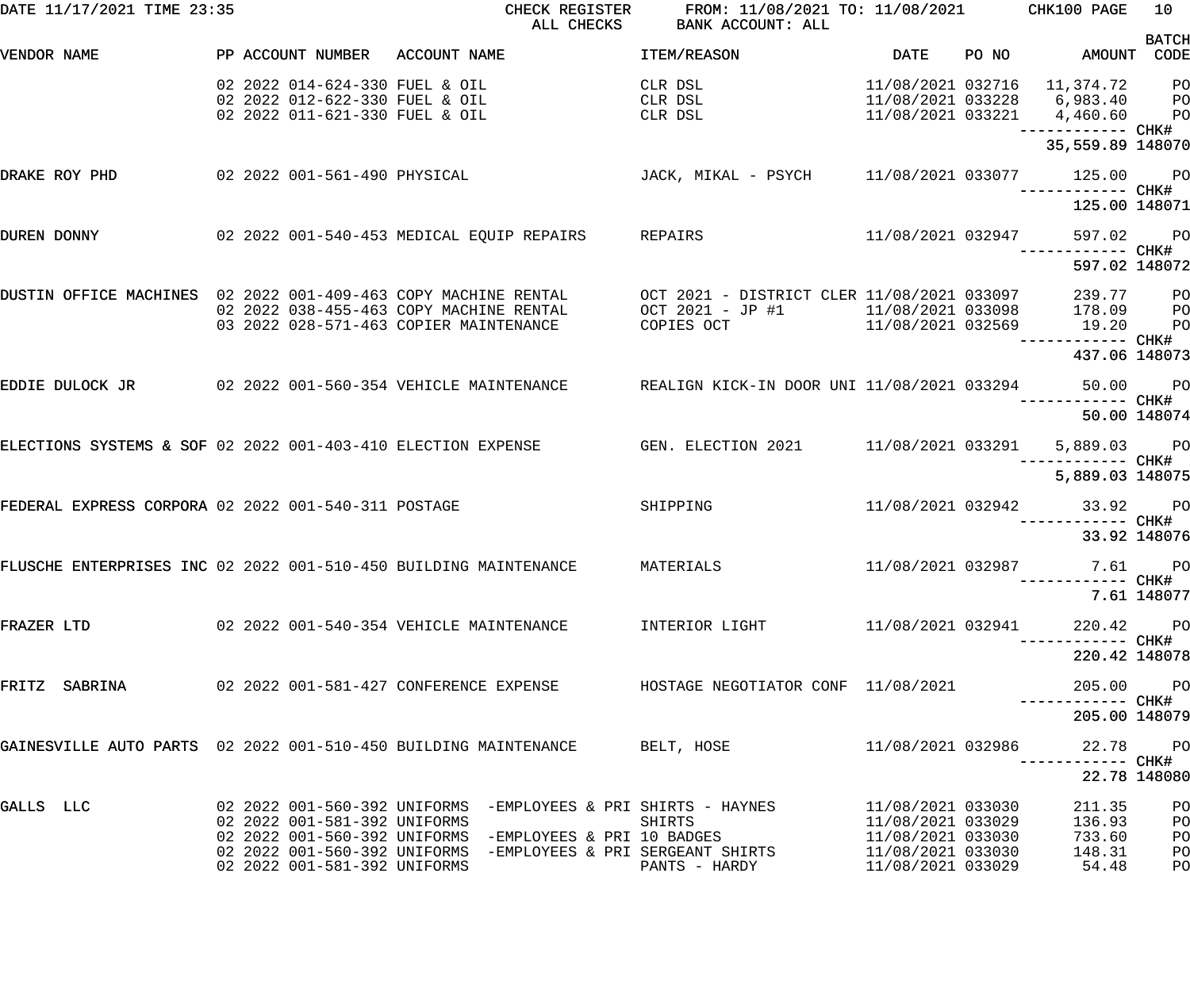DATE 11/17/2021 TIME 23:35 CHECK REGISTER FROM: 11/08/2021 TO: 11/08/2021 CHK100 PAGE 10
ALL CHECKS BANK ACCOUNT: ALL

| VENDOR NAME | PP | ACCOUNT NUMBER | ACCOUNT NAME | ITEM/REASON | DATE | PO NO | AMOUNT | BATCH CODE |
|---|---|---|---|---|---|---|---|---|
| | 02 2022 | 014-624-330 | FUEL & OIL | CLR DSL | 11/08/2021 | 032716 | 11,374.72 | PO |
| | 02 2022 | 012-622-330 | FUEL & OIL | CLR DSL | 11/08/2021 | 033228 | 6,983.40 | PO |
| | 02 2022 | 011-621-330 | FUEL & OIL | CLR DSL | 11/08/2021 | 033221 | 4,460.60 | PO |
| | | | | | | | 35,559.89 | CHK# 148070 |
| DRAKE ROY PHD | 02 2022 | 001-561-490 | PHYSICAL | JACK, MIKAL - PSYCH | 11/08/2021 | 033077 | 125.00 | PO |
| | | | | | | | 125.00 | CHK# 148071 |
| DUREN DONNY | 02 2022 | 001-540-453 | MEDICAL EQUIP REPAIRS | REPAIRS | 11/08/2021 | 032947 | 597.02 | PO |
| | | | | | | | 597.02 | CHK# 148072 |
| DUSTIN OFFICE MACHINES | 02 2022 | 001-409-463 | COPY MACHINE RENTAL | OCT 2021 - DISTRICT CLER | 11/08/2021 | 033097 | 239.77 | PO |
| | 02 2022 | 038-455-463 | COPY MACHINE RENTAL | OCT 2021 - JP #1 | 11/08/2021 | 033098 | 178.09 | PO |
| | 03 2022 | 028-571-463 | COPIER MAINTENANCE | COPIES OCT | 11/08/2021 | 032569 | 19.20 | PO |
| | | | | | | | 437.06 | CHK# 148073 |
| EDDIE DULOCK JR | 02 2022 | 001-560-354 | VEHICLE MAINTENANCE | REALIGN KICK-IN DOOR UNI | 11/08/2021 | 033294 | 50.00 | PO |
| | | | | | | | 50.00 | CHK# 148074 |
| ELECTIONS SYSTEMS & SOF | 02 2022 | 001-403-410 | ELECTION EXPENSE | GEN. ELECTION 2021 | 11/08/2021 | 033291 | 5,889.03 | PO |
| | | | | | | | 5,889.03 | CHK# 148075 |
| FEDERAL EXPRESS CORPORA | 02 2022 | 001-540-311 | POSTAGE | SHIPPING | 11/08/2021 | 032942 | 33.92 | PO |
| | | | | | | | 33.92 | CHK# 148076 |
| FLUSCHE ENTERPRISES INC | 02 2022 | 001-510-450 | BUILDING MAINTENANCE | MATERIALS | 11/08/2021 | 032987 | 7.61 | PO |
| | | | | | | | 7.61 | CHK# 148077 |
| FRAZER LTD | 02 2022 | 001-540-354 | VEHICLE MAINTENANCE | INTERIOR LIGHT | 11/08/2021 | 032941 | 220.42 | PO |
| | | | | | | | 220.42 | CHK# 148078 |
| FRITZ SABRINA | 02 2022 | 001-581-427 | CONFERENCE EXPENSE | HOSTAGE NEGOTIATOR CONF | 11/08/2021 | | 205.00 | PO |
| | | | | | | | 205.00 | CHK# 148079 |
| GAINESVILLE AUTO PARTS | 02 2022 | 001-510-450 | BUILDING MAINTENANCE | BELT, HOSE | 11/08/2021 | 032986 | 22.78 | PO |
| | | | | | | | 22.78 | CHK# 148080 |
| GALLS LLC | 02 2022 | 001-560-392 | UNIFORMS -EMPLOYEES & PRI | SHIRTS - HAYNES | 11/08/2021 | 033030 | 211.35 | PO |
| | 02 2022 | 001-581-392 | UNIFORMS | SHIRTS | 11/08/2021 | 033029 | 136.93 | PO |
| | 02 2022 | 001-560-392 | UNIFORMS -EMPLOYEES & PRI | 10 BADGES | 11/08/2021 | 033030 | 733.60 | PO |
| | 02 2022 | 001-560-392 | UNIFORMS -EMPLOYEES & PRI | SERGEANT SHIRTS | 11/08/2021 | 033030 | 148.31 | PO |
| | 02 2022 | 001-581-392 | UNIFORMS | PANTS - HARDY | 11/08/2021 | 033029 | 54.48 | PO |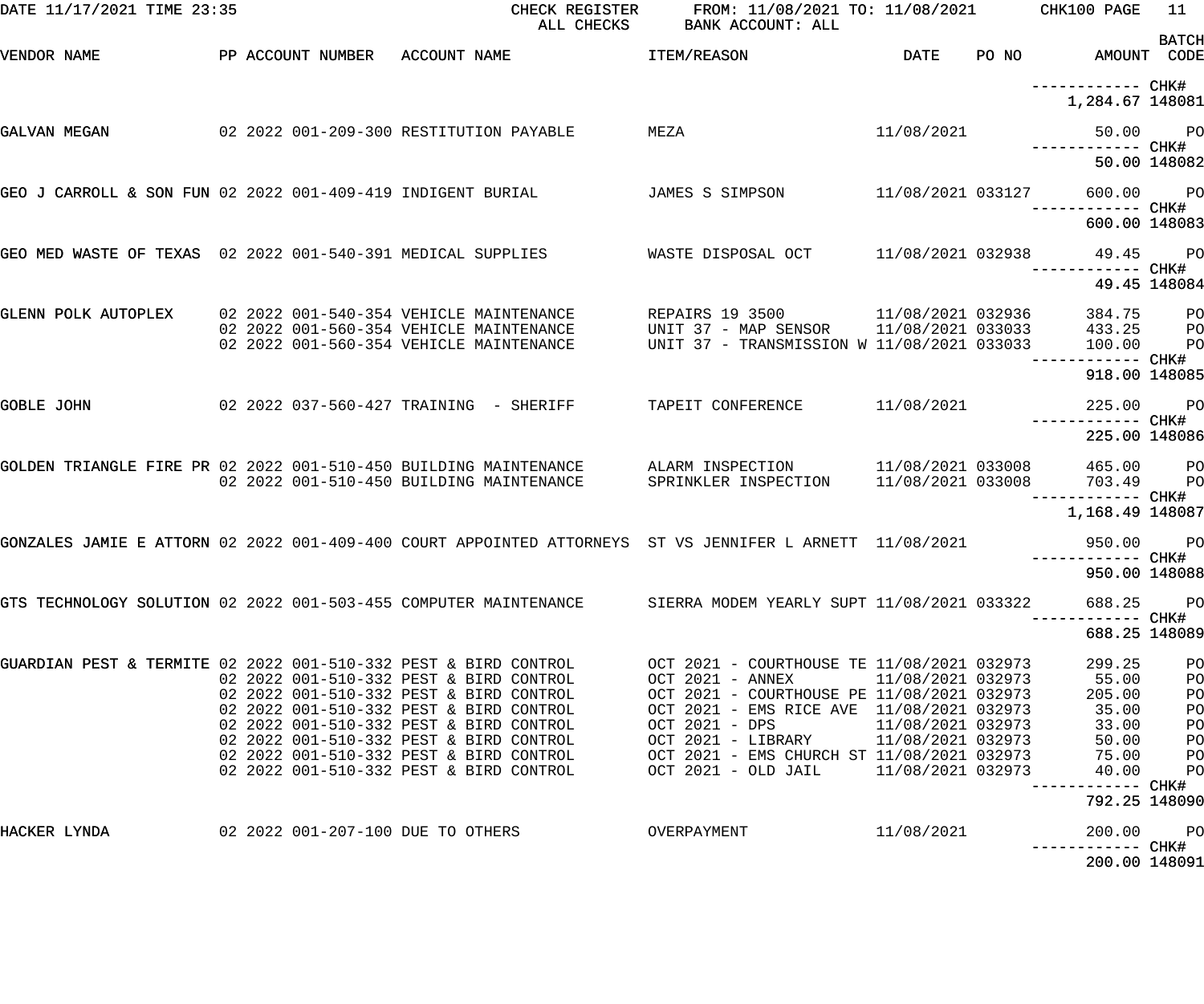DATE 11/17/2021 TIME 23:35 CHECK REGISTER FROM: 11/08/2021 TO: 11/08/2021 CHK100 PAGE 11

ALL CHECKS BANK ACCOUNT: ALL

| VENDOR NAME | PP | ACCOUNT NUMBER | ACCOUNT NAME | ITEM/REASON | DATE | PO NO | AMOUNT | BATCH CODE |
|---|---|---|---|---|---|---|---|---|
| | | | | | | | ------------ CHK# | |
| | | | | | | | 1,284.67 | 148081 |
| GALVAN MEGAN | 02 | 2022 001-209-300 | RESTITUTION PAYABLE | MEZA | 11/08/2021 | | 50.00 | PO |
| | | | | | | | ------------ CHK# | |
| | | | | | | | 50.00 | 148082 |
| GEO J CARROLL & SON FUN | 02 | 2022 001-409-419 | INDIGENT BURIAL | JAMES S SIMPSON | 11/08/2021 | 033127 | 600.00 | PO |
| | | | | | | | ------------ CHK# | |
| | | | | | | | 600.00 | 148083 |
| GEO MED WASTE OF TEXAS | 02 | 2022 001-540-391 | MEDICAL SUPPLIES | WASTE DISPOSAL OCT | 11/08/2021 | 032938 | 49.45 | PO |
| | | | | | | | ------------ CHK# | |
| | | | | | | | 49.45 | 148084 |
| GLENN POLK AUTOPLEX | 02 | 2022 001-540-354 | VEHICLE MAINTENANCE | REPAIRS 19 3500 | 11/08/2021 | 032936 | 384.75 | PO |
| | 02 | 2022 001-560-354 | VEHICLE MAINTENANCE | UNIT 37 - MAP SENSOR | 11/08/2021 | 033033 | 433.25 | PO |
| | 02 | 2022 001-560-354 | VEHICLE MAINTENANCE | UNIT 37 - TRANSMISSION W | 11/08/2021 | 033033 | 100.00 | PO |
| | | | | | | | ------------ CHK# | |
| | | | | | | | 918.00 | 148085 |
| GOBLE JOHN | 02 | 2022 037-560-427 | TRAINING - SHERIFF | TAPEIT CONFERENCE | 11/08/2021 | | 225.00 | PO |
| | | | | | | | ------------ CHK# | |
| | | | | | | | 225.00 | 148086 |
| GOLDEN TRIANGLE FIRE PR | 02 | 2022 001-510-450 | BUILDING MAINTENANCE | ALARM INSPECTION | 11/08/2021 | 033008 | 465.00 | PO |
| | 02 | 2022 001-510-450 | BUILDING MAINTENANCE | SPRINKLER INSPECTION | 11/08/2021 | 033008 | 703.49 | PO |
| | | | | | | | ------------ CHK# | |
| | | | | | | | 1,168.49 | 148087 |
| GONZALES JAMIE E ATTORN | 02 | 2022 001-409-400 | COURT APPOINTED ATTORNEYS | ST VS JENNIFER L ARNETT | 11/08/2021 | | 950.00 | PO |
| | | | | | | | ------------ CHK# | |
| | | | | | | | 950.00 | 148088 |
| GTS TECHNOLOGY SOLUTION | 02 | 2022 001-503-455 | COMPUTER MAINTENANCE | SIERRA MODEM YEARLY SUPT | 11/08/2021 | 033322 | 688.25 | PO |
| | | | | | | | ------------ CHK# | |
| | | | | | | | 688.25 | 148089 |
| GUARDIAN PEST & TERMITE | 02 | 2022 001-510-332 | PEST & BIRD CONTROL | OCT 2021 - COURTHOUSE TE | 11/08/2021 | 032973 | 299.25 | PO |
| | 02 | 2022 001-510-332 | PEST & BIRD CONTROL | OCT 2021 - ANNEX | 11/08/2021 | 032973 | 55.00 | PO |
| | 02 | 2022 001-510-332 | PEST & BIRD CONTROL | OCT 2021 - COURTHOUSE PE | 11/08/2021 | 032973 | 205.00 | PO |
| | 02 | 2022 001-510-332 | PEST & BIRD CONTROL | OCT 2021 - EMS RICE AVE | 11/08/2021 | 032973 | 35.00 | PO |
| | 02 | 2022 001-510-332 | PEST & BIRD CONTROL | OCT 2021 - DPS | 11/08/2021 | 032973 | 33.00 | PO |
| | 02 | 2022 001-510-332 | PEST & BIRD CONTROL | OCT 2021 - LIBRARY | 11/08/2021 | 032973 | 50.00 | PO |
| | 02 | 2022 001-510-332 | PEST & BIRD CONTROL | OCT 2021 - EMS CHURCH ST | 11/08/2021 | 032973 | 75.00 | PO |
| | 02 | 2022 001-510-332 | PEST & BIRD CONTROL | OCT 2021 - OLD JAIL | 11/08/2021 | 032973 | 40.00 | PO |
| | | | | | | | ------------ CHK# | |
| | | | | | | | 792.25 | 148090 |
| HACKER LYNDA | 02 | 2022 001-207-100 | DUE TO OTHERS | OVERPAYMENT | 11/08/2021 | | 200.00 | PO |
| | | | | | | | ------------ CHK# | |
| | | | | | | | 200.00 | 148091 |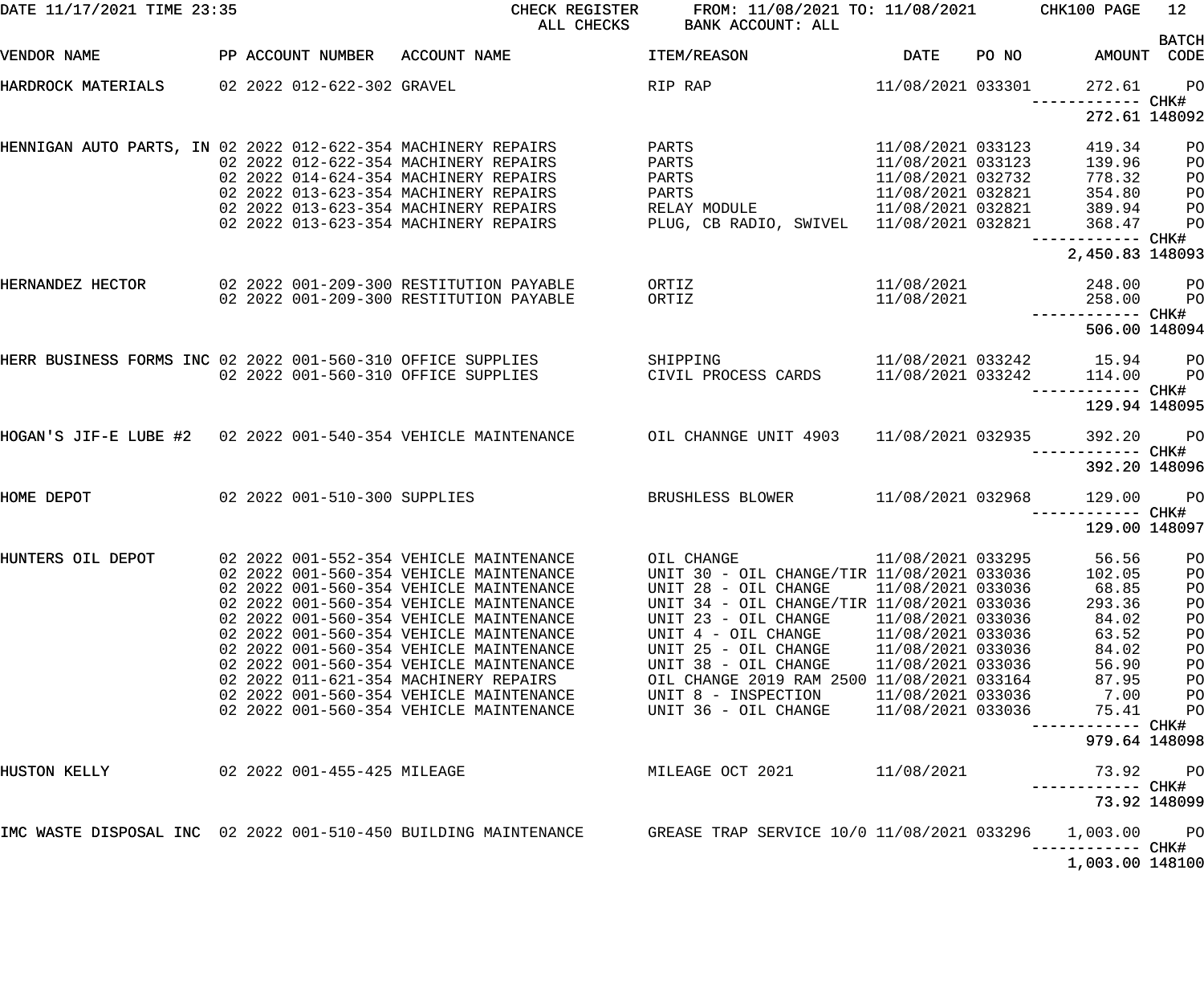DATE 11/17/2021 TIME 23:35 CHECK REGISTER ALL CHECKS FROM: 11/08/2021 TO: 11/08/2021 BANK ACCOUNT: ALL CHK100 PAGE 12

| VENDOR NAME | PP | ACCOUNT NUMBER | ACCOUNT NAME | ITEM/REASON | DATE | PO NO | AMOUNT | BATCH CODE |
|---|---|---|---|---|---|---|---|---|
| HARDROCK MATERIALS | 02 2022 | 012-622-302 | GRAVEL | RIP RAP | 11/08/2021 | 033301 | 272.61 | PO |
| | | | | | | | CHK# | |
| | | | | | | | 272.61 | 148092 |
| HENNIGAN AUTO PARTS, IN | 02 2022 | 012-622-354 | MACHINERY REPAIRS | PARTS | 11/08/2021 | 033123 | 419.34 | PO |
| | 02 2022 | 012-622-354 | MACHINERY REPAIRS | PARTS | 11/08/2021 | 033123 | 139.96 | PO |
| | 02 2022 | 014-624-354 | MACHINERY REPAIRS | PARTS | 11/08/2021 | 032732 | 778.32 | PO |
| | 02 2022 | 013-623-354 | MACHINERY REPAIRS | PARTS | 11/08/2021 | 032821 | 354.80 | PO |
| | 02 2022 | 013-623-354 | MACHINERY REPAIRS | RELAY MODULE | 11/08/2021 | 032821 | 389.94 | PO |
| | 02 2022 | 013-623-354 | MACHINERY REPAIRS | PLUG, CB RADIO, SWIVEL | 11/08/2021 | 032821 | 368.47 | PO |
| | | | | | | | CHK# | |
| | | | | | | | 2,450.83 | 148093 |
| HERNANDEZ HECTOR | 02 2022 | 001-209-300 | RESTITUTION PAYABLE | ORTIZ | 11/08/2021 | | 248.00 | PO |
| | 02 2022 | 001-209-300 | RESTITUTION PAYABLE | ORTIZ | 11/08/2021 | | 258.00 | PO |
| | | | | | | | CHK# | |
| | | | | | | | 506.00 | 148094 |
| HERR BUSINESS FORMS INC | 02 2022 | 001-560-310 | OFFICE SUPPLIES | SHIPPING | 11/08/2021 | 033242 | 15.94 | PO |
| | 02 2022 | 001-560-310 | OFFICE SUPPLIES | CIVIL PROCESS CARDS | 11/08/2021 | 033242 | 114.00 | PO |
| | | | | | | | CHK# | |
| | | | | | | | 129.94 | 148095 |
| HOGAN'S JIF-E LUBE #2 | 02 2022 | 001-540-354 | VEHICLE MAINTENANCE | OIL CHANNGE UNIT 4903 | 11/08/2021 | 032935 | 392.20 | PO |
| | | | | | | | CHK# | |
| | | | | | | | 392.20 | 148096 |
| HOME DEPOT | 02 2022 | 001-510-300 | SUPPLIES | BRUSHLESS BLOWER | 11/08/2021 | 032968 | 129.00 | PO |
| | | | | | | | CHK# | |
| | | | | | | | 129.00 | 148097 |
| HUNTERS OIL DEPOT | 02 2022 | 001-552-354 | VEHICLE MAINTENANCE | OIL CHANGE | 11/08/2021 | 033295 | 56.56 | PO |
| | 02 2022 | 001-560-354 | VEHICLE MAINTENANCE | UNIT 30 - OIL CHANGE/TIR | 11/08/2021 | 033036 | 102.05 | PO |
| | 02 2022 | 001-560-354 | VEHICLE MAINTENANCE | UNIT 28 - OIL CHANGE | 11/08/2021 | 033036 | 68.85 | PO |
| | 02 2022 | 001-560-354 | VEHICLE MAINTENANCE | UNIT 34 - OIL CHANGE/TIR | 11/08/2021 | 033036 | 293.36 | PO |
| | 02 2022 | 001-560-354 | VEHICLE MAINTENANCE | UNIT 23 - OIL CHANGE | 11/08/2021 | 033036 | 84.02 | PO |
| | 02 2022 | 001-560-354 | VEHICLE MAINTENANCE | UNIT 4 - OIL CHANGE | 11/08/2021 | 033036 | 63.52 | PO |
| | 02 2022 | 001-560-354 | VEHICLE MAINTENANCE | UNIT 25 - OIL CHANGE | 11/08/2021 | 033036 | 84.02 | PO |
| | 02 2022 | 001-560-354 | VEHICLE MAINTENANCE | UNIT 38 - OIL CHANGE | 11/08/2021 | 033036 | 56.90 | PO |
| | 02 2022 | 011-621-354 | MACHINERY REPAIRS | OIL CHANGE 2019 RAM 2500 | 11/08/2021 | 033164 | 87.95 | PO |
| | 02 2022 | 001-560-354 | VEHICLE MAINTENANCE | UNIT 8 - INSPECTION | 11/08/2021 | 033036 | 7.00 | PO |
| | 02 2022 | 001-560-354 | VEHICLE MAINTENANCE | UNIT 36 - OIL CHANGE | 11/08/2021 | 033036 | 75.41 | PO |
| | | | | | | | CHK# | |
| | | | | | | | 979.64 | 148098 |
| HUSTON KELLY | 02 2022 | 001-455-425 | MILEAGE | MILEAGE OCT 2021 | 11/08/2021 | | 73.92 | PO |
| | | | | | | | CHK# | |
| | | | | | | | 73.92 | 148099 |
| IMC WASTE DISPOSAL INC | 02 2022 | 001-510-450 | BUILDING MAINTENANCE | GREASE TRAP SERVICE 10/0 | 11/08/2021 | 033296 | 1,003.00 | PO |
| | | | | | | | CHK# | |
| | | | | | | | 1,003.00 | 148100 |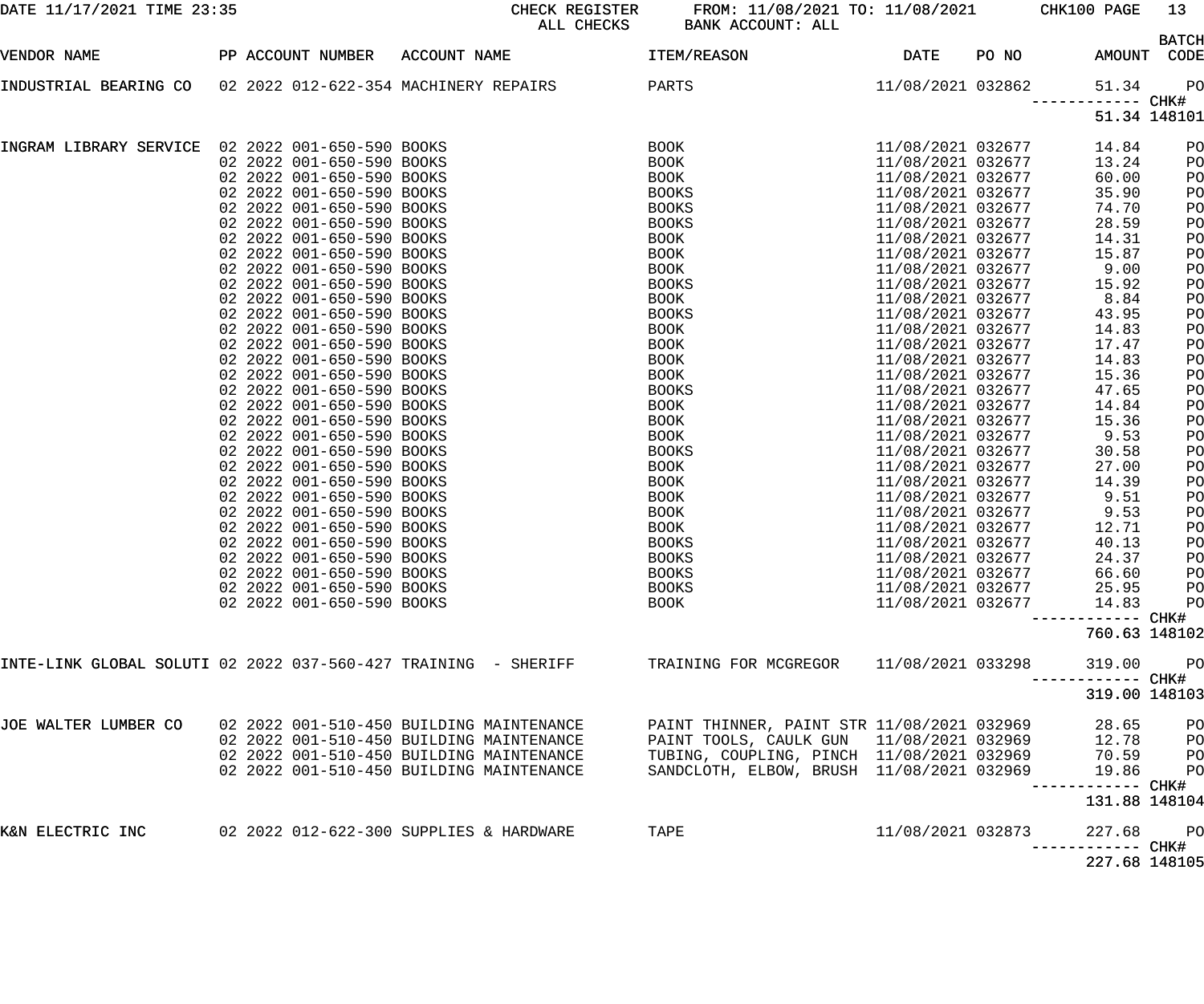DATE 11/17/2021 TIME 23:35 CHECK REGISTER FROM: 11/08/2021 TO: 11/08/2021 CHK100 PAGE 13
ALL CHECKS BANK ACCOUNT: ALL

| VENDOR NAME | PP | ACCOUNT NUMBER | ACCOUNT NAME | ITEM/REASON | DATE | PO NO | AMOUNT | BATCH CODE |
|---|---|---|---|---|---|---|---|---|
| INDUSTRIAL BEARING CO | 02 2022 | 012-622-354 | MACHINERY REPAIRS | PARTS | 11/08/2021 | 032862 | 51.34 | PO |
| | | | | | | | ------------ | CHK# |
| | | | | | | | 51.34 | 148101 |
| INGRAM LIBRARY SERVICE | 02 2022 | 001-650-590 | BOOKS | BOOK | 11/08/2021 | 032677 | 14.84 | PO |
| | 02 2022 | 001-650-590 | BOOKS | BOOK | 11/08/2021 | 032677 | 13.24 | PO |
| | 02 2022 | 001-650-590 | BOOKS | BOOK | 11/08/2021 | 032677 | 60.00 | PO |
| | 02 2022 | 001-650-590 | BOOKS | BOOKS | 11/08/2021 | 032677 | 35.90 | PO |
| | 02 2022 | 001-650-590 | BOOKS | BOOKS | 11/08/2021 | 032677 | 74.70 | PO |
| | 02 2022 | 001-650-590 | BOOKS | BOOKS | 11/08/2021 | 032677 | 28.59 | PO |
| | 02 2022 | 001-650-590 | BOOKS | BOOK | 11/08/2021 | 032677 | 14.31 | PO |
| | 02 2022 | 001-650-590 | BOOKS | BOOK | 11/08/2021 | 032677 | 15.87 | PO |
| | 02 2022 | 001-650-590 | BOOKS | BOOK | 11/08/2021 | 032677 | 9.00 | PO |
| | 02 2022 | 001-650-590 | BOOKS | BOOKS | 11/08/2021 | 032677 | 15.92 | PO |
| | 02 2022 | 001-650-590 | BOOKS | BOOK | 11/08/2021 | 032677 | 8.84 | PO |
| | 02 2022 | 001-650-590 | BOOKS | BOOKS | 11/08/2021 | 032677 | 43.95 | PO |
| | 02 2022 | 001-650-590 | BOOKS | BOOK | 11/08/2021 | 032677 | 14.83 | PO |
| | 02 2022 | 001-650-590 | BOOKS | BOOK | 11/08/2021 | 032677 | 17.47 | PO |
| | 02 2022 | 001-650-590 | BOOKS | BOOK | 11/08/2021 | 032677 | 14.83 | PO |
| | 02 2022 | 001-650-590 | BOOKS | BOOK | 11/08/2021 | 032677 | 15.36 | PO |
| | 02 2022 | 001-650-590 | BOOKS | BOOKS | 11/08/2021 | 032677 | 47.65 | PO |
| | 02 2022 | 001-650-590 | BOOKS | BOOK | 11/08/2021 | 032677 | 14.84 | PO |
| | 02 2022 | 001-650-590 | BOOKS | BOOK | 11/08/2021 | 032677 | 15.36 | PO |
| | 02 2022 | 001-650-590 | BOOKS | BOOK | 11/08/2021 | 032677 | 9.53 | PO |
| | 02 2022 | 001-650-590 | BOOKS | BOOKS | 11/08/2021 | 032677 | 30.58 | PO |
| | 02 2022 | 001-650-590 | BOOKS | BOOK | 11/08/2021 | 032677 | 27.00 | PO |
| | 02 2022 | 001-650-590 | BOOKS | BOOK | 11/08/2021 | 032677 | 14.39 | PO |
| | 02 2022 | 001-650-590 | BOOKS | BOOK | 11/08/2021 | 032677 | 9.51 | PO |
| | 02 2022 | 001-650-590 | BOOKS | BOOK | 11/08/2021 | 032677 | 9.53 | PO |
| | 02 2022 | 001-650-590 | BOOKS | BOOK | 11/08/2021 | 032677 | 12.71 | PO |
| | 02 2022 | 001-650-590 | BOOKS | BOOKS | 11/08/2021 | 032677 | 40.13 | PO |
| | 02 2022 | 001-650-590 | BOOKS | BOOKS | 11/08/2021 | 032677 | 24.37 | PO |
| | 02 2022 | 001-650-590 | BOOKS | BOOKS | 11/08/2021 | 032677 | 66.60 | PO |
| | 02 2022 | 001-650-590 | BOOKS | BOOKS | 11/08/2021 | 032677 | 25.95 | PO |
| | 02 2022 | 001-650-590 | BOOKS | BOOK | 11/08/2021 | 032677 | 14.83 | PO |
| | | | | | | | ------------ | CHK# |
| | | | | | | | 760.63 | 148102 |
| INTE-LINK GLOBAL SOLUTI | 02 2022 | 037-560-427 | TRAINING - SHERIFF | TRAINING FOR MCGREGOR | 11/08/2021 | 033298 | 319.00 | PO |
| | | | | | | | ------------ | CHK# |
| | | | | | | | 319.00 | 148103 |
| JOE WALTER LUMBER CO | 02 2022 | 001-510-450 | BUILDING MAINTENANCE | PAINT THINNER, PAINT STR | 11/08/2021 | 032969 | 28.65 | PO |
| | 02 2022 | 001-510-450 | BUILDING MAINTENANCE | PAINT TOOLS, CAULK GUN | 11/08/2021 | 032969 | 12.78 | PO |
| | 02 2022 | 001-510-450 | BUILDING MAINTENANCE | TUBING, COUPLING, PINCH | 11/08/2021 | 032969 | 70.59 | PO |
| | 02 2022 | 001-510-450 | BUILDING MAINTENANCE | SANDCLOTH, ELBOW, BRUSH | 11/08/2021 | 032969 | 19.86 | PO |
| | | | | | | | ------------ | CHK# |
| | | | | | | | 131.88 | 148104 |
| K&N ELECTRIC INC | 02 2022 | 012-622-300 | SUPPLIES & HARDWARE | TAPE | 11/08/2021 | 032873 | 227.68 | PO |
| | | | | | | | ------------ | CHK# |
| | | | | | | | 227.68 | 148105 |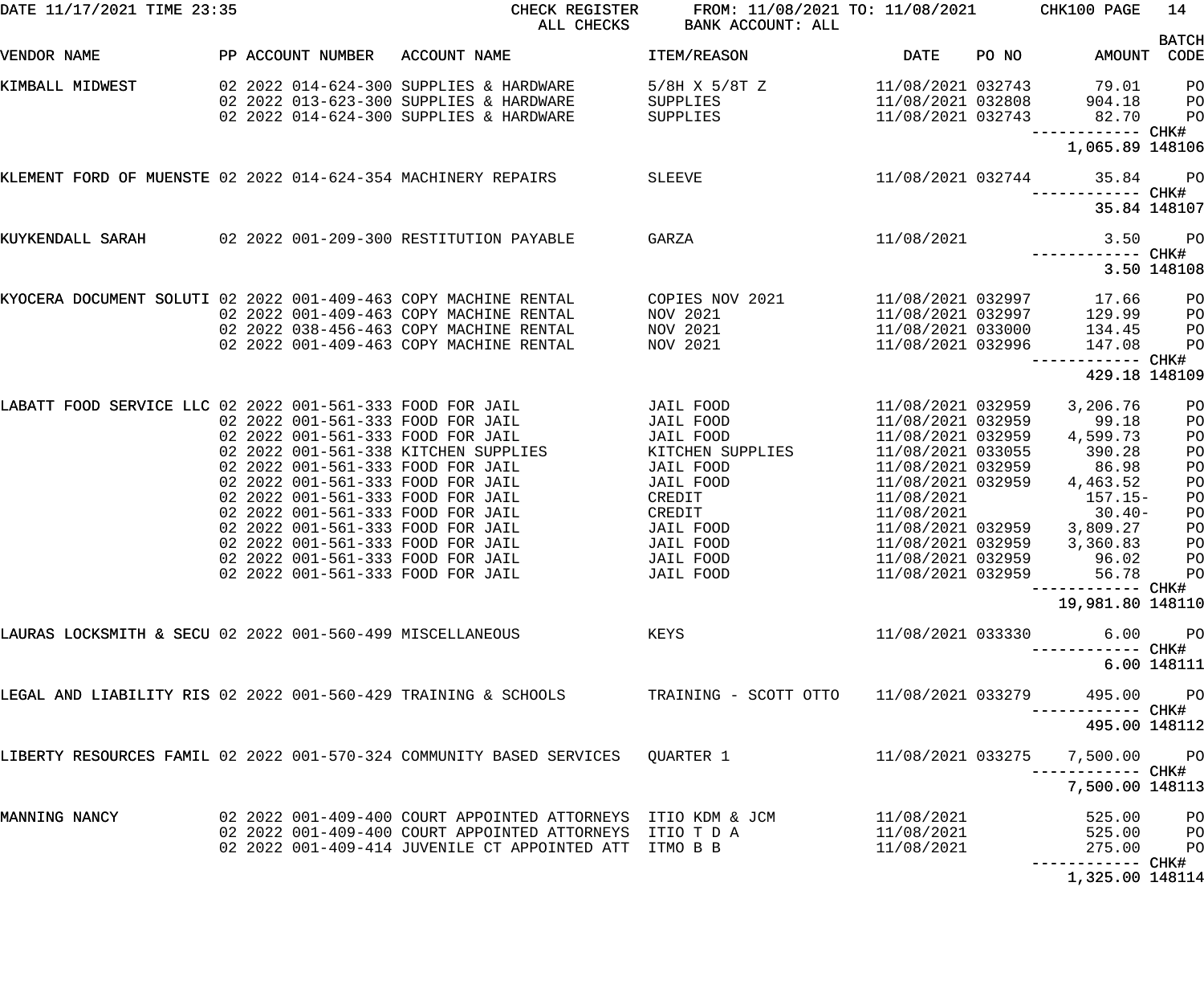DATE 11/17/2021 TIME 23:35 — CHECK REGISTER — ALL CHECKS — FROM: 11/08/2021 TO: 11/08/2021 — BANK ACCOUNT: ALL — CHK100

| VENDOR NAME | PP | ACCOUNT NUMBER | ACCOUNT NAME | ITEM/REASON | DATE | PO NO | AMOUNT | BATCH CODE |
|---|---|---|---|---|---|---|---|---|
| KIMBALL MIDWEST | 02 | 2022 014-624-300 | SUPPLIES & HARDWARE | 5/8H X 5/8T Z | 11/08/2021 | 032743 | 79.01 | PO |
| | 02 | 2022 013-623-300 | SUPPLIES & HARDWARE | SUPPLIES | 11/08/2021 | 032808 | 904.18 | PO |
| | 02 | 2022 014-624-300 | SUPPLIES & HARDWARE | SUPPLIES | 11/08/2021 | 032743 | 82.70 | PO |
| | | | | | | | 1,065.89 | CHK# 148106 |
| KLEMENT FORD OF MUENSTE | 02 | 2022 014-624-354 | MACHINERY REPAIRS | SLEEVE | 11/08/2021 | 032744 | 35.84 | PO |
| | | | | | | | 35.84 | CHK# 148107 |
| KUYKENDALL SARAH | 02 | 2022 001-209-300 | RESTITUTION PAYABLE | GARZA | 11/08/2021 | | 3.50 | PO |
| | | | | | | | 3.50 | CHK# 148108 |
| KYOCERA DOCUMENT SOLUTI | 02 | 2022 001-409-463 | COPY MACHINE RENTAL | COPIES NOV 2021 | 11/08/2021 | 032997 | 17.66 | PO |
| | 02 | 2022 001-409-463 | COPY MACHINE RENTAL | NOV 2021 | 11/08/2021 | 032997 | 129.99 | PO |
| | 02 | 2022 038-456-463 | COPY MACHINE RENTAL | NOV 2021 | 11/08/2021 | 033000 | 134.45 | PO |
| | 02 | 2022 001-409-463 | COPY MACHINE RENTAL | NOV 2021 | 11/08/2021 | 032996 | 147.08 | PO |
| | | | | | | | 429.18 | CHK# 148109 |
| LABATT FOOD SERVICE LLC | 02 | 2022 001-561-333 | FOOD FOR JAIL | JAIL FOOD | 11/08/2021 | 032959 | 3,206.76 | PO |
| | 02 | 2022 001-561-333 | FOOD FOR JAIL | JAIL FOOD | 11/08/2021 | 032959 | 99.18 | PO |
| | 02 | 2022 001-561-333 | FOOD FOR JAIL | JAIL FOOD | 11/08/2021 | 032959 | 4,599.73 | PO |
| | 02 | 2022 001-561-338 | KITCHEN SUPPLIES | KITCHEN SUPPLIES | 11/08/2021 | 033055 | 390.28 | PO |
| | 02 | 2022 001-561-333 | FOOD FOR JAIL | JAIL FOOD | 11/08/2021 | 032959 | 86.98 | PO |
| | 02 | 2022 001-561-333 | FOOD FOR JAIL | JAIL FOOD | 11/08/2021 | 032959 | 4,463.52 | PO |
| | 02 | 2022 001-561-333 | FOOD FOR JAIL | CREDIT | 11/08/2021 | | 157.15- | PO |
| | 02 | 2022 001-561-333 | FOOD FOR JAIL | CREDIT | 11/08/2021 | | 30.40- | PO |
| | 02 | 2022 001-561-333 | FOOD FOR JAIL | JAIL FOOD | 11/08/2021 | 032959 | 3,809.27 | PO |
| | 02 | 2022 001-561-333 | FOOD FOR JAIL | JAIL FOOD | 11/08/2021 | 032959 | 3,360.83 | PO |
| | 02 | 2022 001-561-333 | FOOD FOR JAIL | JAIL FOOD | 11/08/2021 | 032959 | 96.02 | PO |
| | 02 | 2022 001-561-333 | FOOD FOR JAIL | JAIL FOOD | 11/08/2021 | 032959 | 56.78 | PO |
| | | | | | | | 19,981.80 | CHK# 148110 |
| LAURAS LOCKSMITH & SECU | 02 | 2022 001-560-499 | MISCELLANEOUS | KEYS | 11/08/2021 | 033330 | 6.00 | PO |
| | | | | | | | 6.00 | CHK# 148111 |
| LEGAL AND LIABILITY RIS | 02 | 2022 001-560-429 | TRAINING & SCHOOLS | TRAINING - SCOTT OTTO | 11/08/2021 | 033279 | 495.00 | PO |
| | | | | | | | 495.00 | CHK# 148112 |
| LIBERTY RESOURCES FAMIL | 02 | 2022 001-570-324 | COMMUNITY BASED SERVICES | QUARTER 1 | 11/08/2021 | 033275 | 7,500.00 | PO |
| | | | | | | | 7,500.00 | CHK# 148113 |
| MANNING NANCY | 02 | 2022 001-409-400 | COURT APPOINTED ATTORNEYS | ITIO KDM & JCM | 11/08/2021 | | 525.00 | PO |
| | 02 | 2022 001-409-400 | COURT APPOINTED ATTORNEYS | ITIO T D A | 11/08/2021 | | 525.00 | PO |
| | 02 | 2022 001-409-414 | JUVENILE CT APPOINTED ATT | ITMO B B | 11/08/2021 | | 275.00 | PO |
| | | | | | | | 1,325.00 | CHK# 148114 |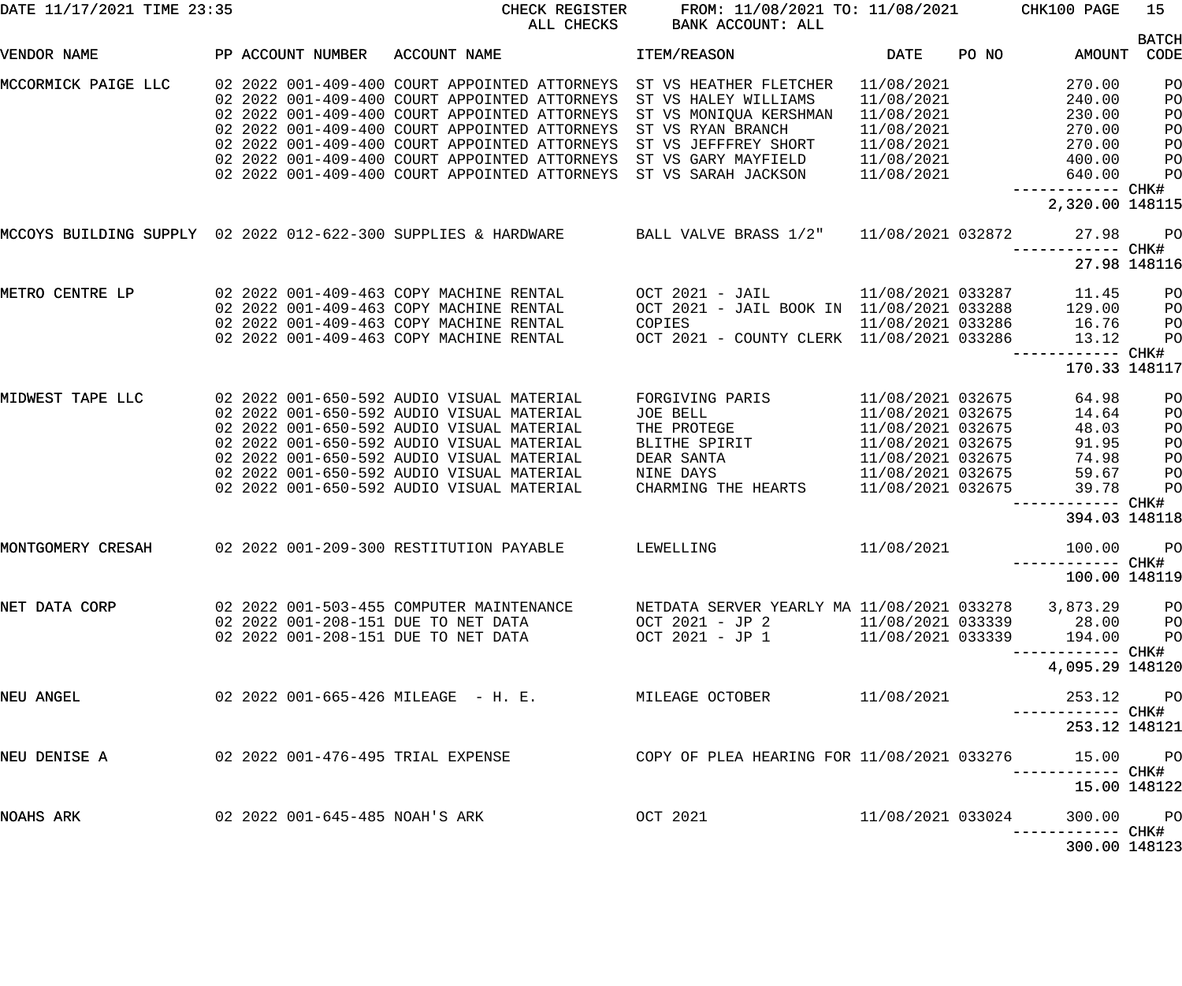DATE 11/17/2021 TIME 23:35 CHECK REGISTER FROM: 11/08/2021 TO: 11/08/2021 CHK100 PAGE 15

ALL CHECKS BANK ACCOUNT: ALL

| VENDOR NAME | PP | ACCOUNT NUMBER | ACCOUNT NAME | ITEM/REASON | DATE | PO NO | AMOUNT | BATCH CODE |
|---|---|---|---|---|---|---|---|---|
| MCCORMICK PAIGE LLC | 02 2022 | 001-409-400 | COURT APPOINTED ATTORNEYS | ST VS HEATHER FLETCHER | 11/08/2021 | | 270.00 | PO |
| | 02 2022 | 001-409-400 | COURT APPOINTED ATTORNEYS | ST VS HALEY WILLIAMS | 11/08/2021 | | 240.00 | PO |
| | 02 2022 | 001-409-400 | COURT APPOINTED ATTORNEYS | ST VS MONIQUA KERSHMAN | 11/08/2021 | | 230.00 | PO |
| | 02 2022 | 001-409-400 | COURT APPOINTED ATTORNEYS | ST VS RYAN BRANCH | 11/08/2021 | | 270.00 | PO |
| | 02 2022 | 001-409-400 | COURT APPOINTED ATTORNEYS | ST VS JEFFFREY SHORT | 11/08/2021 | | 270.00 | PO |
| | 02 2022 | 001-409-400 | COURT APPOINTED ATTORNEYS | ST VS GARY MAYFIELD | 11/08/2021 | | 400.00 | PO |
| | 02 2022 | 001-409-400 | COURT APPOINTED ATTORNEYS | ST VS SARAH JACKSON | 11/08/2021 | | 640.00 | PO |
| | | | | | | | 2,320.00 | CHK# 148115 |
| MCCOYS BUILDING SUPPLY | 02 2022 | 012-622-300 | SUPPLIES & HARDWARE | BALL VALVE BRASS 1/2" | 11/08/2021 | 032872 | 27.98 | PO |
| | | | | | | | 27.98 | CHK# 148116 |
| METRO CENTRE LP | 02 2022 | 001-409-463 | COPY MACHINE RENTAL | OCT 2021 - JAIL | 11/08/2021 | 033287 | 11.45 | PO |
| | 02 2022 | 001-409-463 | COPY MACHINE RENTAL | OCT 2021 - JAIL BOOK IN | 11/08/2021 | 033288 | 129.00 | PO |
| | 02 2022 | 001-409-463 | COPY MACHINE RENTAL | COPIES | 11/08/2021 | 033286 | 16.76 | PO |
| | 02 2022 | 001-409-463 | COPY MACHINE RENTAL | OCT 2021 - COUNTY CLERK | 11/08/2021 | 033286 | 13.12 | PO |
| | | | | | | | 170.33 | CHK# 148117 |
| MIDWEST TAPE LLC | 02 2022 | 001-650-592 | AUDIO VISUAL MATERIAL | FORGIVING PARIS | 11/08/2021 | 032675 | 64.98 | PO |
| | 02 2022 | 001-650-592 | AUDIO VISUAL MATERIAL | JOE BELL | 11/08/2021 | 032675 | 14.64 | PO |
| | 02 2022 | 001-650-592 | AUDIO VISUAL MATERIAL | THE PROTEGE | 11/08/2021 | 032675 | 48.03 | PO |
| | 02 2022 | 001-650-592 | AUDIO VISUAL MATERIAL | BLITHE SPIRIT | 11/08/2021 | 032675 | 91.95 | PO |
| | 02 2022 | 001-650-592 | AUDIO VISUAL MATERIAL | DEAR SANTA | 11/08/2021 | 032675 | 74.98 | PO |
| | 02 2022 | 001-650-592 | AUDIO VISUAL MATERIAL | NINE DAYS | 11/08/2021 | 032675 | 59.67 | PO |
| | 02 2022 | 001-650-592 | AUDIO VISUAL MATERIAL | CHARMING THE HEARTS | 11/08/2021 | 032675 | 39.78 | PO |
| | | | | | | | 394.03 | CHK# 148118 |
| MONTGOMERY CRESAH | 02 2022 | 001-209-300 | RESTITUTION PAYABLE | LEWELLING | 11/08/2021 | | 100.00 | PO |
| | | | | | | | 100.00 | CHK# 148119 |
| NET DATA CORP | 02 2022 | 001-503-455 | COMPUTER MAINTENANCE | NETDATA SERVER YEARLY MA | 11/08/2021 | 033278 | 3,873.29 | PO |
| | 02 2022 | 001-208-151 | DUE TO NET DATA | OCT 2021 - JP 2 | 11/08/2021 | 033339 | 28.00 | PO |
| | 02 2022 | 001-208-151 | DUE TO NET DATA | OCT 2021 - JP 1 | 11/08/2021 | 033339 | 194.00 | PO |
| | | | | | | | 4,095.29 | CHK# 148120 |
| NEU ANGEL | 02 2022 | 001-665-426 | MILEAGE - H. E. | MILEAGE OCTOBER | 11/08/2021 | | 253.12 | PO |
| | | | | | | | 253.12 | CHK# 148121 |
| NEU DENISE A | 02 2022 | 001-476-495 | TRIAL EXPENSE | COPY OF PLEA HEARING FOR | 11/08/2021 | 033276 | 15.00 | PO |
| | | | | | | | 15.00 | CHK# 148122 |
| NOAHS ARK | 02 2022 | 001-645-485 | NOAH'S ARK | OCT 2021 | 11/08/2021 | 033024 | 300.00 | PO |
| | | | | | | | 300.00 | CHK# 148123 |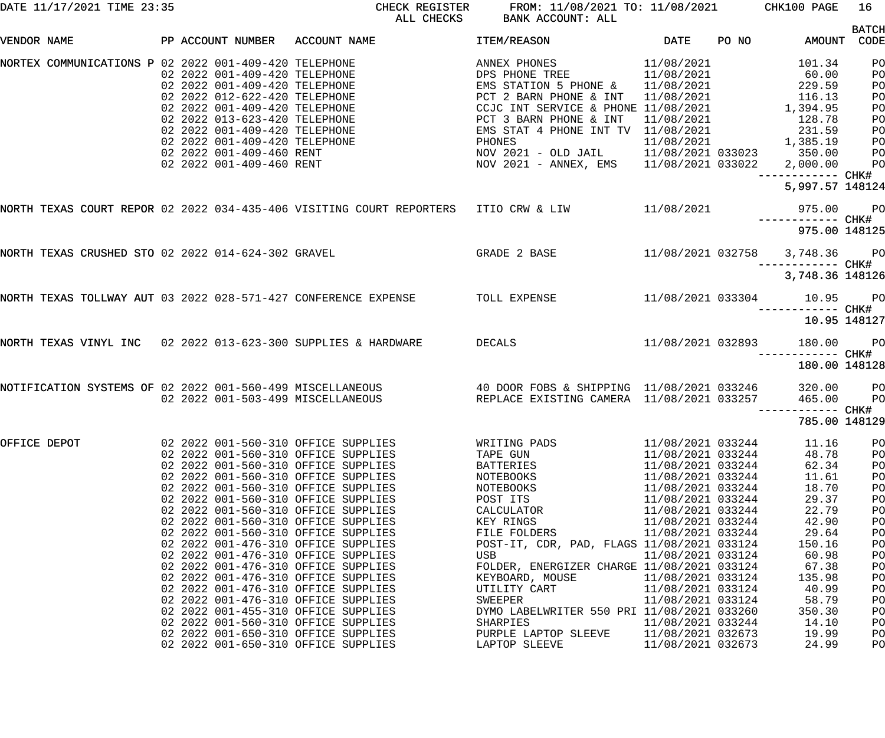DATE 11/17/2021 TIME 23:35 CHECK REGISTER FROM: 11/08/2021 TO: 11/08/2021 CHK100 PAGE 16

ALL CHECKS BANK ACCOUNT: ALL

| VENDOR NAME | PP | ACCOUNT NUMBER | ACCOUNT NAME | ITEM/REASON | DATE | PO NO | AMOUNT | BATCH CODE |
|---|---|---|---|---|---|---|---|---|
| NORTEX COMMUNICATIONS P | 02 2022 | 001-409-420 | TELEPHONE | ANNEX PHONES | 11/08/2021 | | 101.34 | PO |
| | 02 2022 | 001-409-420 | TELEPHONE | DPS PHONE TREE | 11/08/2021 | | 60.00 | PO |
| | 02 2022 | 001-409-420 | TELEPHONE | EMS STATION 5 PHONE & | 11/08/2021 | | 229.59 | PO |
| | 02 2022 | 012-622-420 | TELEPHONE | PCT 2 BARN PHONE & INT | 11/08/2021 | | 116.13 | PO |
| | 02 2022 | 001-409-420 | TELEPHONE | CCJC INT SERVICE & PHONE | 11/08/2021 | | 1,394.95 | PO |
| | 02 2022 | 013-623-420 | TELEPHONE | PCT 3 BARN PHONE & INT | 11/08/2021 | | 128.78 | PO |
| | 02 2022 | 001-409-420 | TELEPHONE | EMS STAT 4 PHONE INT TV | 11/08/2021 | | 231.59 | PO |
| | 02 2022 | 001-409-420 | TELEPHONE | PHONES | 11/08/2021 | | 1,385.19 | PO |
| | 02 2022 | 001-409-460 | RENT | NOV 2021 - OLD JAIL | 11/08/2021 | 033023 | 350.00 | PO |
| | 02 2022 | 001-409-460 | RENT | NOV 2021 - ANNEX, EMS | 11/08/2021 | 033022 | 2,000.00 | PO |
| | | | | | | | 5,997.57 | CHK# 148124 |
| NORTH TEXAS COURT REPOR | 02 2022 | 034-435-406 | VISITING COURT REPORTERS | ITIO CRW & LIW | 11/08/2021 | | 975.00 | PO |
| | | | | | | | 975.00 | CHK# 148125 |
| NORTH TEXAS CRUSHED STO | 02 2022 | 014-624-302 | GRAVEL | GRADE 2 BASE | 11/08/2021 | 032758 | 3,748.36 | PO |
| | | | | | | | 3,748.36 | CHK# 148126 |
| NORTH TEXAS TOLLWAY AUT | 03 2022 | 028-571-427 | CONFERENCE EXPENSE | TOLL EXPENSE | 11/08/2021 | 033304 | 10.95 | PO |
| | | | | | | | 10.95 | CHK# 148127 |
| NORTH TEXAS VINYL INC | 02 2022 | 013-623-300 | SUPPLIES & HARDWARE | DECALS | 11/08/2021 | 032893 | 180.00 | PO |
| | | | | | | | 180.00 | CHK# 148128 |
| NOTIFICATION SYSTEMS OF | 02 2022 | 001-560-499 | MISCELLANEOUS | 40 DOOR FOBS & SHIPPING | 11/08/2021 | 033246 | 320.00 | PO |
| | 02 2022 | 001-503-499 | MISCELLANEOUS | REPLACE EXISTING CAMERA | 11/08/2021 | 033257 | 465.00 | PO |
| | | | | | | | 785.00 | CHK# 148129 |
| OFFICE DEPOT | 02 2022 | 001-560-310 | OFFICE SUPPLIES | WRITING PADS | 11/08/2021 | 033244 | 11.16 | PO |
| | 02 2022 | 001-560-310 | OFFICE SUPPLIES | TAPE GUN | 11/08/2021 | 033244 | 48.78 | PO |
| | 02 2022 | 001-560-310 | OFFICE SUPPLIES | BATTERIES | 11/08/2021 | 033244 | 62.34 | PO |
| | 02 2022 | 001-560-310 | OFFICE SUPPLIES | NOTEBOOKS | 11/08/2021 | 033244 | 11.61 | PO |
| | 02 2022 | 001-560-310 | OFFICE SUPPLIES | NOTEBOOKS | 11/08/2021 | 033244 | 18.70 | PO |
| | 02 2022 | 001-560-310 | OFFICE SUPPLIES | POST ITS | 11/08/2021 | 033244 | 29.37 | PO |
| | 02 2022 | 001-560-310 | OFFICE SUPPLIES | CALCULATOR | 11/08/2021 | 033244 | 22.79 | PO |
| | 02 2022 | 001-560-310 | OFFICE SUPPLIES | KEY RINGS | 11/08/2021 | 033244 | 42.90 | PO |
| | 02 2022 | 001-560-310 | OFFICE SUPPLIES | FILE FOLDERS | 11/08/2021 | 033244 | 29.64 | PO |
| | 02 2022 | 001-476-310 | OFFICE SUPPLIES | POST-IT, CDR, PAD, FLAGS | 11/08/2021 | 033124 | 150.16 | PO |
| | 02 2022 | 001-476-310 | OFFICE SUPPLIES | USB | 11/08/2021 | 033124 | 60.98 | PO |
| | 02 2022 | 001-476-310 | OFFICE SUPPLIES | FOLDER, ENERGIZER CHARGE | 11/08/2021 | 033124 | 67.38 | PO |
| | 02 2022 | 001-476-310 | OFFICE SUPPLIES | KEYBOARD, MOUSE | 11/08/2021 | 033124 | 135.98 | PO |
| | 02 2022 | 001-476-310 | OFFICE SUPPLIES | UTILITY CART | 11/08/2021 | 033124 | 40.99 | PO |
| | 02 2022 | 001-476-310 | OFFICE SUPPLIES | SWEEPER | 11/08/2021 | 033124 | 58.79 | PO |
| | 02 2022 | 001-455-310 | OFFICE SUPPLIES | DYMO LABELWRITER 550 PRI | 11/08/2021 | 033260 | 350.30 | PO |
| | 02 2022 | 001-560-310 | OFFICE SUPPLIES | SHARPIES | 11/08/2021 | 033244 | 14.10 | PO |
| | 02 2022 | 001-650-310 | OFFICE SUPPLIES | PURPLE LAPTOP SLEEVE | 11/08/2021 | 032673 | 19.99 | PO |
| | 02 2022 | 001-650-310 | OFFICE SUPPLIES | LAPTOP SLEEVE | 11/08/2021 | 032673 | 24.99 | PO |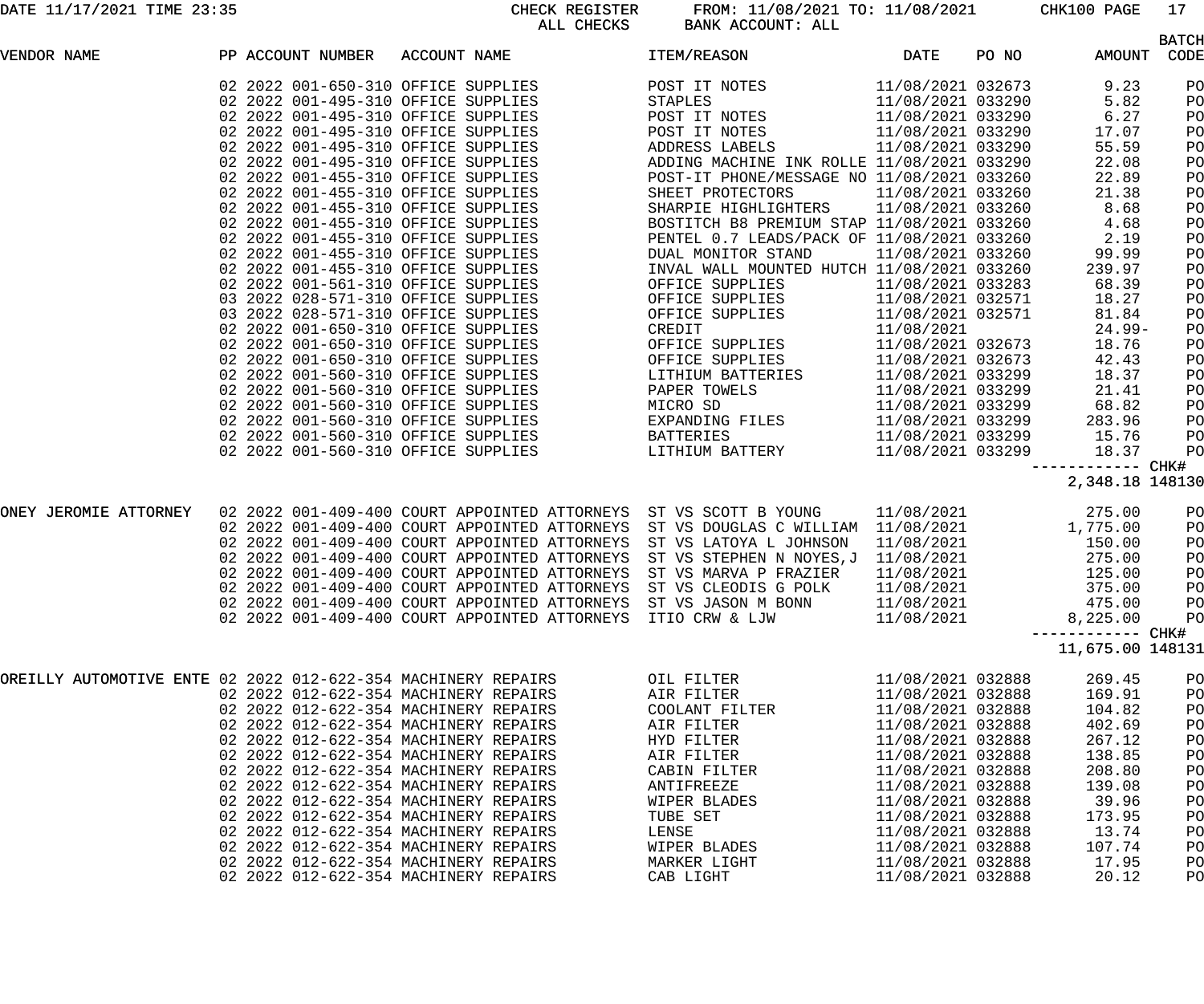DATE 11/17/2021 TIME 23:35 CHECK REGISTER FROM: 11/08/2021 TO: 11/08/2021 CHK100 PAGE 17

ALL CHECKS BANK ACCOUNT: ALL

| VENDOR NAME | PP | ACCOUNT NUMBER | ACCOUNT NAME | ITEM/REASON | DATE | PO NO | AMOUNT | BATCH CODE |
|---|---|---|---|---|---|---|---|---|
| | 02 | 2022 001-650-310 | OFFICE SUPPLIES | POST IT NOTES | 11/08/2021 | 032673 | 9.23 | PO |
| | 02 | 2022 001-495-310 | OFFICE SUPPLIES | STAPLES | 11/08/2021 | 033290 | 5.82 | PO |
| | 02 | 2022 001-495-310 | OFFICE SUPPLIES | POST IT NOTES | 11/08/2021 | 033290 | 6.27 | PO |
| | 02 | 2022 001-495-310 | OFFICE SUPPLIES | POST IT NOTES | 11/08/2021 | 033290 | 17.07 | PO |
| | 02 | 2022 001-495-310 | OFFICE SUPPLIES | ADDRESS LABELS | 11/08/2021 | 033290 | 55.59 | PO |
| | 02 | 2022 001-495-310 | OFFICE SUPPLIES | ADDING MACHINE INK ROLLE | 11/08/2021 | 033290 | 22.08 | PO |
| | 02 | 2022 001-455-310 | OFFICE SUPPLIES | POST-IT PHONE/MESSAGE NO | 11/08/2021 | 033260 | 22.89 | PO |
| | 02 | 2022 001-455-310 | OFFICE SUPPLIES | SHEET PROTECTORS | 11/08/2021 | 033260 | 21.38 | PO |
| | 02 | 2022 001-455-310 | OFFICE SUPPLIES | SHARPIE HIGHLIGHTERS | 11/08/2021 | 033260 | 8.68 | PO |
| | 02 | 2022 001-455-310 | OFFICE SUPPLIES | BOSTITCH B8 PREMIUM STAP | 11/08/2021 | 033260 | 4.68 | PO |
| | 02 | 2022 001-455-310 | OFFICE SUPPLIES | PENTEL 0.7 LEADS/PACK OF | 11/08/2021 | 033260 | 2.19 | PO |
| | 02 | 2022 001-455-310 | OFFICE SUPPLIES | DUAL MONITOR STAND | 11/08/2021 | 033260 | 99.99 | PO |
| | 02 | 2022 001-455-310 | OFFICE SUPPLIES | INVAL WALL MOUNTED HUTCH | 11/08/2021 | 033260 | 239.97 | PO |
| | 02 | 2022 001-561-310 | OFFICE SUPPLIES | OFFICE SUPPLIES | 11/08/2021 | 033283 | 68.39 | PO |
| | 03 | 2022 028-571-310 | OFFICE SUPPLIES | OFFICE SUPPLIES | 11/08/2021 | 032571 | 18.27 | PO |
| | 03 | 2022 028-571-310 | OFFICE SUPPLIES | OFFICE SUPPLIES | 11/08/2021 | 032571 | 81.84 | PO |
| | 02 | 2022 001-650-310 | OFFICE SUPPLIES | CREDIT | 11/08/2021 | | 24.99- | PO |
| | 02 | 2022 001-650-310 | OFFICE SUPPLIES | OFFICE SUPPLIES | 11/08/2021 | 032673 | 18.76 | PO |
| | 02 | 2022 001-650-310 | OFFICE SUPPLIES | OFFICE SUPPLIES | 11/08/2021 | 032673 | 42.43 | PO |
| | 02 | 2022 001-560-310 | OFFICE SUPPLIES | LITHIUM BATTERIES | 11/08/2021 | 033299 | 18.37 | PO |
| | 02 | 2022 001-560-310 | OFFICE SUPPLIES | PAPER TOWELS | 11/08/2021 | 033299 | 21.41 | PO |
| | 02 | 2022 001-560-310 | OFFICE SUPPLIES | MICRO SD | 11/08/2021 | 033299 | 68.82 | PO |
| | 02 | 2022 001-560-310 | OFFICE SUPPLIES | EXPANDING FILES | 11/08/2021 | 033299 | 283.96 | PO |
| | 02 | 2022 001-560-310 | OFFICE SUPPLIES | BATTERIES | 11/08/2021 | 033299 | 15.76 | PO |
| | 02 | 2022 001-560-310 | OFFICE SUPPLIES | LITHIUM BATTERY | 11/08/2021 | 033299 | 18.37 | PO |
| | | | | | | | 2,348.18 | CHK# 148130 |
| ONEY JEROMIE ATTORNEY | 02 | 2022 001-409-400 | COURT APPOINTED ATTORNEYS | ST VS SCOTT B YOUNG | 11/08/2021 | | 275.00 | PO |
| | 02 | 2022 001-409-400 | COURT APPOINTED ATTORNEYS | ST VS DOUGLAS C WILLIAM | 11/08/2021 | | 1,775.00 | PO |
| | 02 | 2022 001-409-400 | COURT APPOINTED ATTORNEYS | ST VS LATOYA L JOHNSON | 11/08/2021 | | 150.00 | PO |
| | 02 | 2022 001-409-400 | COURT APPOINTED ATTORNEYS | ST VS STEPHEN N NOYES,J | 11/08/2021 | | 275.00 | PO |
| | 02 | 2022 001-409-400 | COURT APPOINTED ATTORNEYS | ST VS MARVA P FRAZIER | 11/08/2021 | | 125.00 | PO |
| | 02 | 2022 001-409-400 | COURT APPOINTED ATTORNEYS | ST VS CLEODIS G POLK | 11/08/2021 | | 375.00 | PO |
| | 02 | 2022 001-409-400 | COURT APPOINTED ATTORNEYS | ST VS JASON M BONN | 11/08/2021 | | 475.00 | PO |
| | 02 | 2022 001-409-400 | COURT APPOINTED ATTORNEYS | ITIO CRW & LJW | 11/08/2021 | | 8,225.00 | PO |
| | | | | | | | 11,675.00 | CHK# 148131 |
| OREILLY AUTOMOTIVE ENTE | 02 | 2022 012-622-354 | MACHINERY REPAIRS | OIL FILTER | 11/08/2021 | 032888 | 269.45 | PO |
| | 02 | 2022 012-622-354 | MACHINERY REPAIRS | AIR FILTER | 11/08/2021 | 032888 | 169.91 | PO |
| | 02 | 2022 012-622-354 | MACHINERY REPAIRS | COOLANT FILTER | 11/08/2021 | 032888 | 104.82 | PO |
| | 02 | 2022 012-622-354 | MACHINERY REPAIRS | AIR FILTER | 11/08/2021 | 032888 | 402.69 | PO |
| | 02 | 2022 012-622-354 | MACHINERY REPAIRS | HYD FILTER | 11/08/2021 | 032888 | 267.12 | PO |
| | 02 | 2022 012-622-354 | MACHINERY REPAIRS | AIR FILTER | 11/08/2021 | 032888 | 138.85 | PO |
| | 02 | 2022 012-622-354 | MACHINERY REPAIRS | CABIN FILTER | 11/08/2021 | 032888 | 208.80 | PO |
| | 02 | 2022 012-622-354 | MACHINERY REPAIRS | ANTIFREEZE | 11/08/2021 | 032888 | 139.08 | PO |
| | 02 | 2022 012-622-354 | MACHINERY REPAIRS | WIPER BLADES | 11/08/2021 | 032888 | 39.96 | PO |
| | 02 | 2022 012-622-354 | MACHINERY REPAIRS | TUBE SET | 11/08/2021 | 032888 | 173.95 | PO |
| | 02 | 2022 012-622-354 | MACHINERY REPAIRS | LENSE | 11/08/2021 | 032888 | 13.74 | PO |
| | 02 | 2022 012-622-354 | MACHINERY REPAIRS | WIPER BLADES | 11/08/2021 | 032888 | 107.74 | PO |
| | 02 | 2022 012-622-354 | MACHINERY REPAIRS | MARKER LIGHT | 11/08/2021 | 032888 | 17.95 | PO |
| | 02 | 2022 012-622-354 | MACHINERY REPAIRS | CAB LIGHT | 11/08/2021 | 032888 | 20.12 | PO |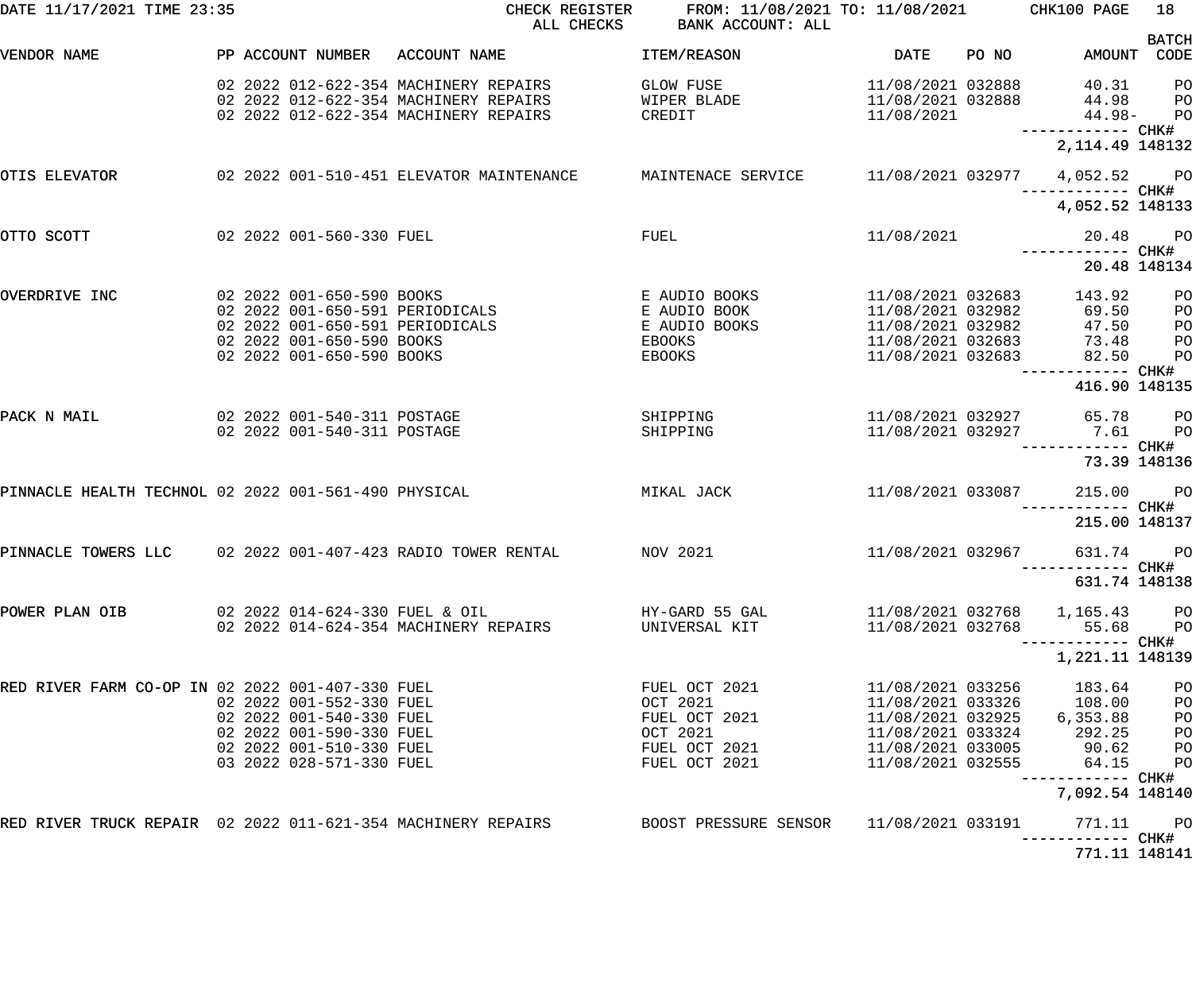DATE 11/17/2021 TIME 23:35 — CHECK REGISTER — ALL CHECKS — FROM: 11/08/2021 TO: 11/08/2021 — BANK ACCOUNT: ALL — CHK100

| VENDOR NAME | PP | ACCOUNT NUMBER | ACCOUNT NAME | ITEM/REASON | DATE | PO NO | AMOUNT | BATCH CODE |
|---|---|---|---|---|---|---|---|---|
| | 02 | 2022 012-622-354 | MACHINERY REPAIRS | GLOW FUSE | 11/08/2021 | 032888 | 40.31 | PO |
| | 02 | 2022 012-622-354 | MACHINERY REPAIRS | WIPER BLADE | 11/08/2021 | 032888 | 44.98 | PO |
| | 02 | 2022 012-622-354 | MACHINERY REPAIRS | CREDIT | 11/08/2021 | | 44.98- | PO |
| | | | | | | | 2,114.49 | CHK# 148132 |
| OTIS ELEVATOR | 02 | 2022 001-510-451 | ELEVATOR MAINTENANCE | MAINTENACE SERVICE | 11/08/2021 | 032977 | 4,052.52 | PO |
| | | | | | | | 4,052.52 | CHK# 148133 |
| OTTO SCOTT | 02 | 2022 001-560-330 | FUEL | FUEL | 11/08/2021 | | 20.48 | PO |
| | | | | | | | 20.48 | CHK# 148134 |
| OVERDRIVE INC | 02 | 2022 001-650-590 | BOOKS | E AUDIO BOOKS | 11/08/2021 | 032683 | 143.92 | PO |
| | 02 | 2022 001-650-591 | PERIODICALS | E AUDIO BOOK | 11/08/2021 | 032982 | 69.50 | PO |
| | 02 | 2022 001-650-591 | PERIODICALS | E AUDIO BOOKS | 11/08/2021 | 032982 | 47.50 | PO |
| | 02 | 2022 001-650-590 | BOOKS | EBOOKS | 11/08/2021 | 032683 | 73.48 | PO |
| | 02 | 2022 001-650-590 | BOOKS | EBOOKS | 11/08/2021 | 032683 | 82.50 | PO |
| | | | | | | | 416.90 | CHK# 148135 |
| PACK N MAIL | 02 | 2022 001-540-311 | POSTAGE | SHIPPING | 11/08/2021 | 032927 | 65.78 | PO |
| | 02 | 2022 001-540-311 | POSTAGE | SHIPPING | 11/08/2021 | 032927 | 7.61 | PO |
| | | | | | | | 73.39 | CHK# 148136 |
| PINNACLE HEALTH TECHNOL | 02 | 2022 001-561-490 | PHYSICAL | MIKAL JACK | 11/08/2021 | 033087 | 215.00 | PO |
| | | | | | | | 215.00 | CHK# 148137 |
| PINNACLE TOWERS LLC | 02 | 2022 001-407-423 | RADIO TOWER RENTAL | NOV 2021 | 11/08/2021 | 032967 | 631.74 | PO |
| | | | | | | | 631.74 | CHK# 148138 |
| POWER PLAN OIB | 02 | 2022 014-624-330 | FUEL & OIL | HY-GARD 55 GAL | 11/08/2021 | 032768 | 1,165.43 | PO |
| | 02 | 2022 014-624-354 | MACHINERY REPAIRS | UNIVERSAL KIT | 11/08/2021 | 032768 | 55.68 | PO |
| | | | | | | | 1,221.11 | CHK# 148139 |
| RED RIVER FARM CO-OP IN | 02 | 2022 001-407-330 | FUEL | FUEL OCT 2021 | 11/08/2021 | 033256 | 183.64 | PO |
| | 02 | 2022 001-552-330 | FUEL | OCT 2021 | 11/08/2021 | 033326 | 108.00 | PO |
| | 02 | 2022 001-540-330 | FUEL | FUEL OCT 2021 | 11/08/2021 | 032925 | 6,353.88 | PO |
| | 02 | 2022 001-590-330 | FUEL | OCT 2021 | 11/08/2021 | 033324 | 292.25 | PO |
| | 02 | 2022 001-510-330 | FUEL | FUEL OCT 2021 | 11/08/2021 | 033005 | 90.62 | PO |
| | 03 | 2022 028-571-330 | FUEL | FUEL OCT 2021 | 11/08/2021 | 032555 | 64.15 | PO |
| | | | | | | | 7,092.54 | CHK# 148140 |
| RED RIVER TRUCK REPAIR | 02 | 2022 011-621-354 | MACHINERY REPAIRS | BOOST PRESSURE SENSOR | 11/08/2021 | 033191 | 771.11 | PO |
| | | | | | | | 771.11 | CHK# 148141 |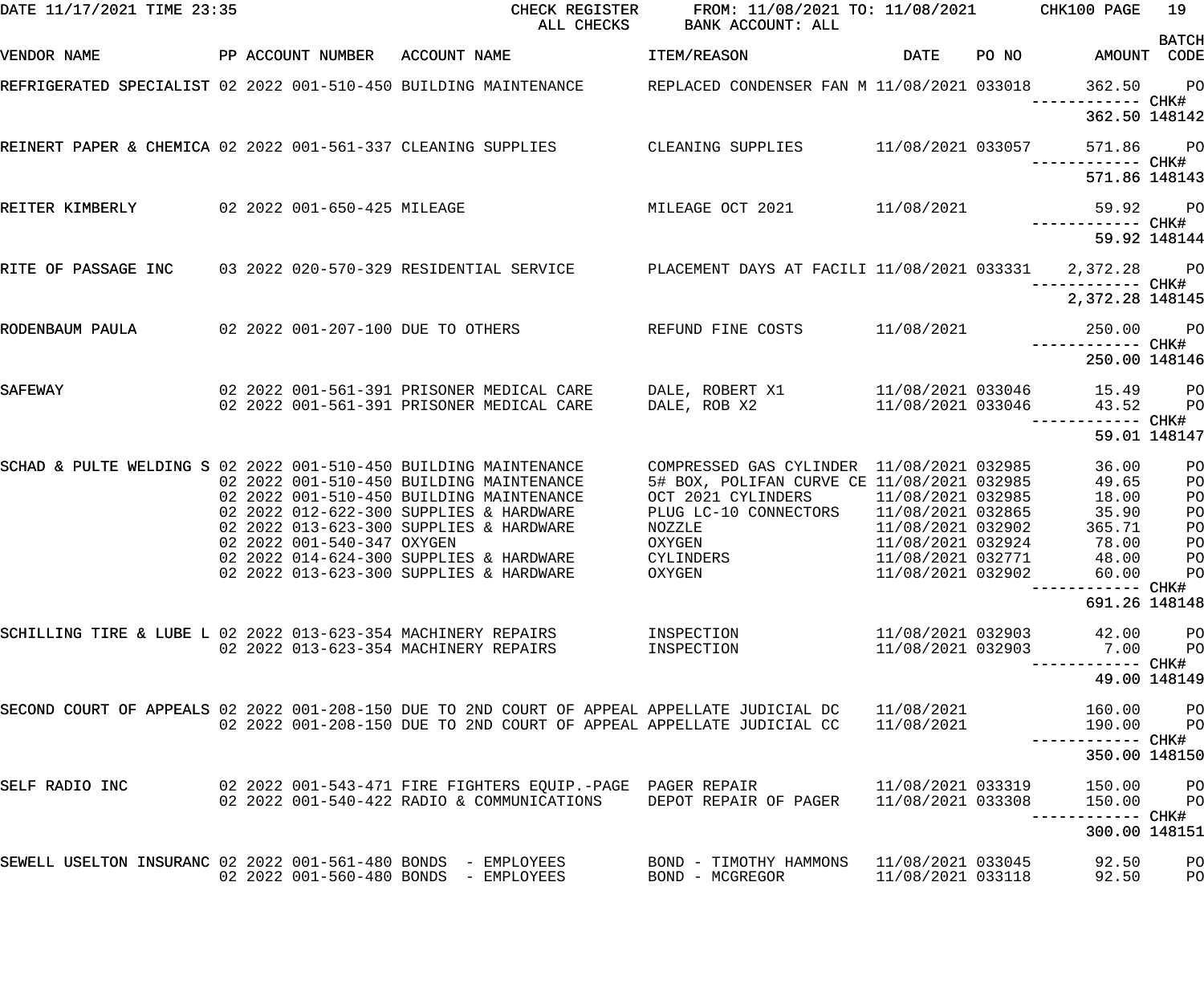DATE 11/17/2021 TIME 23:35 CHECK REGISTER ALL CHECKS FROM: 11/08/2021 TO: 11/08/2021 BANK ACCOUNT: ALL CHK100

| VENDOR NAME | PP | ACCOUNT NUMBER | ACCOUNT NAME | ITEM/REASON | DATE | PO NO | AMOUNT | BATCH CODE |
|---|---|---|---|---|---|---|---|---|
| REFRIGERATED SPECIALIST | 02 | 2022 001-510-450 | BUILDING MAINTENANCE | REPLACED CONDENSER FAN M | 11/08/2021 | 033018 | 362.50 | PO |
| | | | | | | | ------------ | CHK# |
| | | | | | | | 362.50 | 148142 |
| REINERT PAPER & CHEMICA | 02 | 2022 001-561-337 | CLEANING SUPPLIES | CLEANING SUPPLIES | 11/08/2021 | 033057 | 571.86 | PO |
| | | | | | | | ------------ | CHK# |
| | | | | | | | 571.86 | 148143 |
| REITER KIMBERLY | 02 | 2022 001-650-425 | MILEAGE | MILEAGE OCT 2021 | 11/08/2021 | | 59.92 | PO |
| | | | | | | | ------------ | CHK# |
| | | | | | | | 59.92 | 148144 |
| RITE OF PASSAGE INC | 03 | 2022 020-570-329 | RESIDENTIAL SERVICE | PLACEMENT DAYS AT FACILI | 11/08/2021 | 033331 | 2,372.28 | PO |
| | | | | | | | ------------ | CHK# |
| | | | | | | | 2,372.28 | 148145 |
| RODENBAUM PAULA | 02 | 2022 001-207-100 | DUE TO OTHERS | REFUND FINE COSTS | 11/08/2021 | | 250.00 | PO |
| | | | | | | | ------------ | CHK# |
| | | | | | | | 250.00 | 148146 |
| SAFEWAY | 02 | 2022 001-561-391 | PRISONER MEDICAL CARE | DALE, ROBERT X1 | 11/08/2021 | 033046 | 15.49 | PO |
| | 02 | 2022 001-561-391 | PRISONER MEDICAL CARE | DALE, ROB X2 | 11/08/2021 | 033046 | 43.52 | PO |
| | | | | | | | ------------ | CHK# |
| | | | | | | | 59.01 | 148147 |
| SCHAD & PULTE WELDING S | 02 | 2022 001-510-450 | BUILDING MAINTENANCE | COMPRESSED GAS CYLINDER | 11/08/2021 | 032985 | 36.00 | PO |
| | 02 | 2022 001-510-450 | BUILDING MAINTENANCE | 5# BOX, POLIFAN CURVE CE | 11/08/2021 | 032985 | 49.65 | PO |
| | 02 | 2022 001-510-450 | BUILDING MAINTENANCE | OCT 2021 CYLINDERS | 11/08/2021 | 032985 | 18.00 | PO |
| | 02 | 2022 012-622-300 | SUPPLIES & HARDWARE | PLUG LC-10 CONNECTORS | 11/08/2021 | 032865 | 35.90 | PO |
| | 02 | 2022 013-623-300 | SUPPLIES & HARDWARE | NOZZLE | 11/08/2021 | 032902 | 365.71 | PO |
| | 02 | 2022 001-540-347 | OXYGEN | OXYGEN | 11/08/2021 | 032924 | 78.00 | PO |
| | 02 | 2022 014-624-300 | SUPPLIES & HARDWARE | CYLINDERS | 11/08/2021 | 032771 | 48.00 | PO |
| | 02 | 2022 013-623-300 | SUPPLIES & HARDWARE | OXYGEN | 11/08/2021 | 032902 | 60.00 | PO |
| | | | | | | | ------------ | CHK# |
| | | | | | | | 691.26 | 148148 |
| SCHILLING TIRE & LUBE L | 02 | 2022 013-623-354 | MACHINERY REPAIRS | INSPECTION | 11/08/2021 | 032903 | 42.00 | PO |
| | 02 | 2022 013-623-354 | MACHINERY REPAIRS | INSPECTION | 11/08/2021 | 032903 | 7.00 | PO |
| | | | | | | | ------------ | CHK# |
| | | | | | | | 49.00 | 148149 |
| SECOND COURT OF APPEALS | 02 | 2022 001-208-150 | DUE TO 2ND COURT OF APPEAL | APPELLATE JUDICIAL DC | 11/08/2021 | | 160.00 | PO |
| | 02 | 2022 001-208-150 | DUE TO 2ND COURT OF APPEAL | APPELLATE JUDICIAL CC | 11/08/2021 | | 190.00 | PO |
| | | | | | | | ------------ | CHK# |
| | | | | | | | 350.00 | 148150 |
| SELF RADIO INC | 02 | 2022 001-543-471 | FIRE FIGHTERS EQUIP.-PAGE | PAGER REPAIR | 11/08/2021 | 033319 | 150.00 | PO |
| | 02 | 2022 001-540-422 | RADIO & COMMUNICATIONS | DEPOT REPAIR OF PAGER | 11/08/2021 | 033308 | 150.00 | PO |
| | | | | | | | ------------ | CHK# |
| | | | | | | | 300.00 | 148151 |
| SEWELL USELTON INSURANC | 02 | 2022 001-561-480 | BONDS - EMPLOYEES | BOND - TIMOTHY HAMMONS | 11/08/2021 | 033045 | 92.50 | PO |
| | 02 | 2022 001-560-480 | BONDS - EMPLOYEES | BOND - MCGREGOR | 11/08/2021 | 033118 | 92.50 | PO |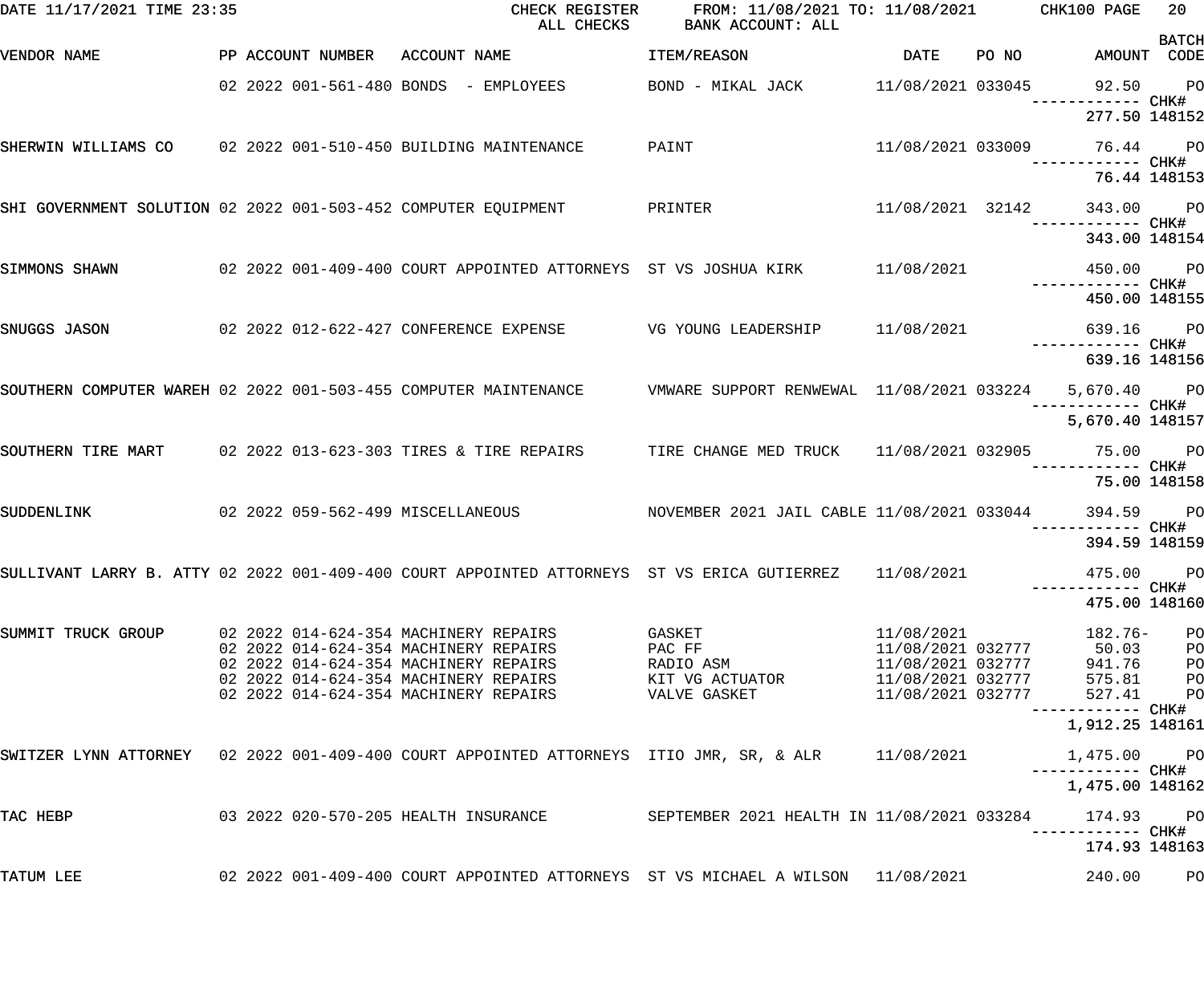DATE 11/17/2021 TIME 23:35 CHECK REGISTER ALL CHECKS FROM: 11/08/2021 TO: 11/08/2021 BANK ACCOUNT: ALL CHK100 PAGE 20

| VENDOR NAME | PP | ACCOUNT NUMBER | ACCOUNT NAME | ITEM/REASON | DATE | PO NO | AMOUNT | BATCH CODE |
|---|---|---|---|---|---|---|---|---|
| | 02 2022 | 001-561-480 | BONDS - EMPLOYEES | BOND - MIKAL JACK | 11/08/2021 | 033045 | 92.50 | PO |
| | | | | | | | ------------ | CHK# |
| | | | | | | | 277.50 | 148152 |
| SHERWIN WILLIAMS CO | 02 2022 | 001-510-450 | BUILDING MAINTENANCE | PAINT | 11/08/2021 | 033009 | 76.44 | PO |
| | | | | | | | ------------ | CHK# |
| | | | | | | | 76.44 | 148153 |
| SHI GOVERNMENT SOLUTION | 02 2022 | 001-503-452 | COMPUTER EQUIPMENT | PRINTER | 11/08/2021 | 32142 | 343.00 | PO |
| | | | | | | | ------------ | CHK# |
| | | | | | | | 343.00 | 148154 |
| SIMMONS SHAWN | 02 2022 | 001-409-400 | COURT APPOINTED ATTORNEYS | ST VS JOSHUA KIRK | 11/08/2021 | | 450.00 | PO |
| | | | | | | | ------------ | CHK# |
| | | | | | | | 450.00 | 148155 |
| SNUGGS JASON | 02 2022 | 012-622-427 | CONFERENCE EXPENSE | VG YOUNG LEADERSHIP | 11/08/2021 | | 639.16 | PO |
| | | | | | | | ------------ | CHK# |
| | | | | | | | 639.16 | 148156 |
| SOUTHERN COMPUTER WAREH | 02 2022 | 001-503-455 | COMPUTER MAINTENANCE | VMWARE SUPPORT RENWEWAL | 11/08/2021 | 033224 | 5,670.40 | PO |
| | | | | | | | ------------ | CHK# |
| | | | | | | | 5,670.40 | 148157 |
| SOUTHERN TIRE MART | 02 2022 | 013-623-303 | TIRES & TIRE REPAIRS | TIRE CHANGE MED TRUCK | 11/08/2021 | 032905 | 75.00 | PO |
| | | | | | | | ------------ | CHK# |
| | | | | | | | 75.00 | 148158 |
| SUDDENLINK | 02 2022 | 059-562-499 | MISCELLANEOUS | NOVEMBER 2021 JAIL CABLE | 11/08/2021 | 033044 | 394.59 | PO |
| | | | | | | | ------------ | CHK# |
| | | | | | | | 394.59 | 148159 |
| SULLIVANT LARRY B. ATTY | 02 2022 | 001-409-400 | COURT APPOINTED ATTORNEYS | ST VS ERICA GUTIERREZ | 11/08/2021 | | 475.00 | PO |
| | | | | | | | ------------ | CHK# |
| | | | | | | | 475.00 | 148160 |
| SUMMIT TRUCK GROUP | 02 2022 | 014-624-354 | MACHINERY REPAIRS | GASKET | 11/08/2021 | | 182.76- | PO |
| | 02 2022 | 014-624-354 | MACHINERY REPAIRS | PAC FF | 11/08/2021 | 032777 | 50.03 | PO |
| | 02 2022 | 014-624-354 | MACHINERY REPAIRS | RADIO ASM | 11/08/2021 | 032777 | 941.76 | PO |
| | 02 2022 | 014-624-354 | MACHINERY REPAIRS | KIT VG ACTUATOR | 11/08/2021 | 032777 | 575.81 | PO |
| | 02 2022 | 014-624-354 | MACHINERY REPAIRS | VALVE GASKET | 11/08/2021 | 032777 | 527.41 | PO |
| | | | | | | | ------------ | CHK# |
| | | | | | | | 1,912.25 | 148161 |
| SWITZER LYNN ATTORNEY | 02 2022 | 001-409-400 | COURT APPOINTED ATTORNEYS | ITIO JMR, SR, & ALR | 11/08/2021 | | 1,475.00 | PO |
| | | | | | | | ------------ | CHK# |
| | | | | | | | 1,475.00 | 148162 |
| TAC HEBP | 03 2022 | 020-570-205 | HEALTH INSURANCE | SEPTEMBER 2021 HEALTH IN | 11/08/2021 | 033284 | 174.93 | PO |
| | | | | | | | ------------ | CHK# |
| | | | | | | | 174.93 | 148163 |
| TATUM LEE | 02 2022 | 001-409-400 | COURT APPOINTED ATTORNEYS | ST VS MICHAEL A WILSON | 11/08/2021 | | 240.00 | PO |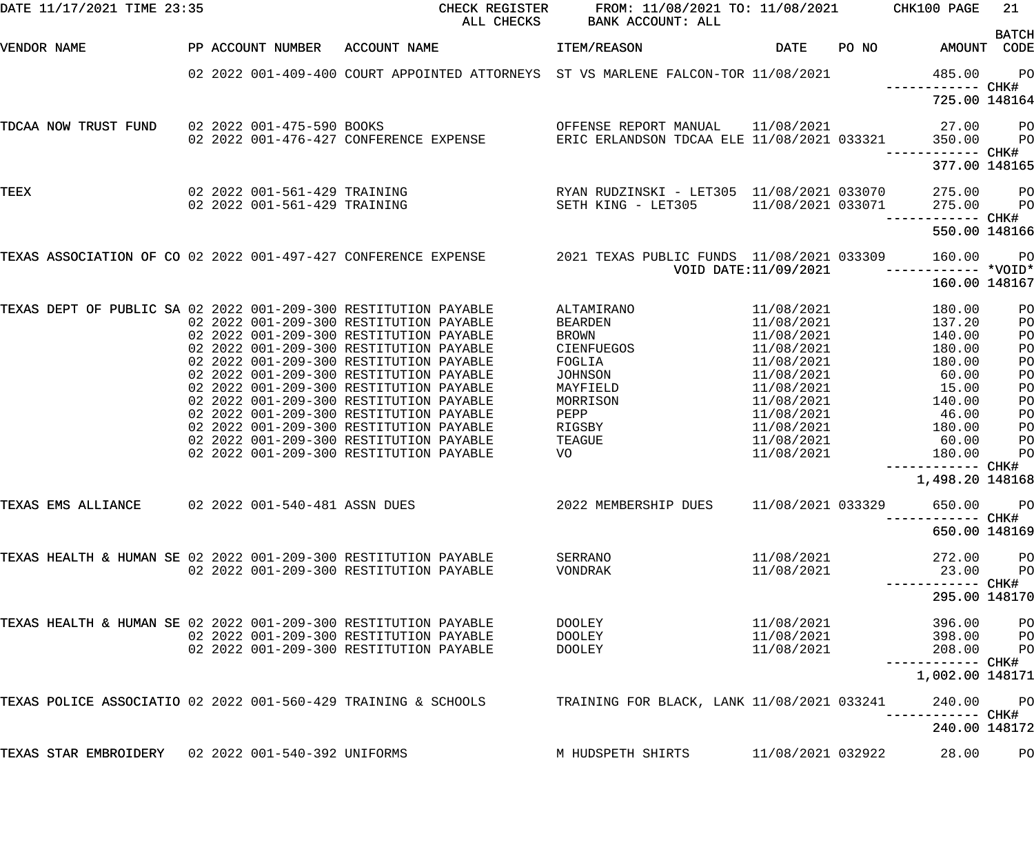DATE 11/17/2021 TIME 23:35 — CHECK REGISTER — ALL CHECKS — FROM: 11/08/2021 TO: 11/08/2021 — BANK ACCOUNT: ALL — CHK100 PAGE 21

| VENDOR NAME | PP | ACCOUNT NUMBER | ACCOUNT NAME | ITEM/REASON | DATE | PO NO | AMOUNT | BATCH CODE |
|---|---|---|---|---|---|---|---|---|
| | 02 2022 | 001-409-400 | COURT APPOINTED ATTORNEYS | ST VS MARLENE FALCON-TOR | 11/08/2021 | | 485.00 | PO |
| | | | | | | | ------------ | CHK# |
| | | | | | | | 725.00 | 148164 |
| TDCAA NOW TRUST FUND | 02 2022 | 001-475-590 | BOOKS | OFFENSE REPORT MANUAL | 11/08/2021 | | 27.00 | PO |
| | 02 2022 | 001-476-427 | CONFERENCE EXPENSE | ERIC ERLANDSON TDCAA ELE | 11/08/2021 | 033321 | 350.00 | PO |
| | | | | | | | ------------ | CHK# |
| | | | | | | | 377.00 | 148165 |
| TEEX | 02 2022 | 001-561-429 | TRAINING | RYAN RUDZINSKI - LET305 | 11/08/2021 | 033070 | 275.00 | PO |
| | 02 2022 | 001-561-429 | TRAINING | SETH KING - LET305 | 11/08/2021 | 033071 | 275.00 | PO |
| | | | | | | | ------------ | CHK# |
| | | | | | | | 550.00 | 148166 |
| TEXAS ASSOCIATION OF CO | 02 2022 | 001-497-427 | CONFERENCE EXPENSE | 2021 TEXAS PUBLIC FUNDS | 11/08/2021 | 033309 | 160.00 | PO |
| | | | | | VOID DATE:11/09/2021 | | ------------ | *VOID* |
| | | | | | | | 160.00 | 148167 |
| TEXAS DEPT OF PUBLIC SA | 02 2022 | 001-209-300 | RESTITUTION PAYABLE | ALTAMIRANO | 11/08/2021 | | 180.00 | PO |
| | 02 2022 | 001-209-300 | RESTITUTION PAYABLE | BEARDEN | 11/08/2021 | | 137.20 | PO |
| | 02 2022 | 001-209-300 | RESTITUTION PAYABLE | BROWN | 11/08/2021 | | 140.00 | PO |
| | 02 2022 | 001-209-300 | RESTITUTION PAYABLE | CIENFUEGOS | 11/08/2021 | | 180.00 | PO |
| | 02 2022 | 001-209-300 | RESTITUTION PAYABLE | FOGLIA | 11/08/2021 | | 180.00 | PO |
| | 02 2022 | 001-209-300 | RESTITUTION PAYABLE | JOHNSON | 11/08/2021 | | 60.00 | PO |
| | 02 2022 | 001-209-300 | RESTITUTION PAYABLE | MAYFIELD | 11/08/2021 | | 15.00 | PO |
| | 02 2022 | 001-209-300 | RESTITUTION PAYABLE | MORRISON | 11/08/2021 | | 140.00 | PO |
| | 02 2022 | 001-209-300 | RESTITUTION PAYABLE | PEPP | 11/08/2021 | | 46.00 | PO |
| | 02 2022 | 001-209-300 | RESTITUTION PAYABLE | RIGSBY | 11/08/2021 | | 180.00 | PO |
| | 02 2022 | 001-209-300 | RESTITUTION PAYABLE | TEAGUE | 11/08/2021 | | 60.00 | PO |
| | 02 2022 | 001-209-300 | RESTITUTION PAYABLE | VO | 11/08/2021 | | 180.00 | PO |
| | | | | | | | ------------ | CHK# |
| | | | | | | | 1,498.20 | 148168 |
| TEXAS EMS ALLIANCE | 02 2022 | 001-540-481 | ASSN DUES | 2022 MEMBERSHIP DUES | 11/08/2021 | 033329 | 650.00 | PO |
| | | | | | | | ------------ | CHK# |
| | | | | | | | 650.00 | 148169 |
| TEXAS HEALTH & HUMAN SE | 02 2022 | 001-209-300 | RESTITUTION PAYABLE | SERRANO | 11/08/2021 | | 272.00 | PO |
| | 02 2022 | 001-209-300 | RESTITUTION PAYABLE | VONDRAK | 11/08/2021 | | 23.00 | PO |
| | | | | | | | ------------ | CHK# |
| | | | | | | | 295.00 | 148170 |
| TEXAS HEALTH & HUMAN SE | 02 2022 | 001-209-300 | RESTITUTION PAYABLE | DOOLEY | 11/08/2021 | | 396.00 | PO |
| | 02 2022 | 001-209-300 | RESTITUTION PAYABLE | DOOLEY | 11/08/2021 | | 398.00 | PO |
| | 02 2022 | 001-209-300 | RESTITUTION PAYABLE | DOOLEY | 11/08/2021 | | 208.00 | PO |
| | | | | | | | ------------ | CHK# |
| | | | | | | | 1,002.00 | 148171 |
| TEXAS POLICE ASSOCIATIO | 02 2022 | 001-560-429 | TRAINING & SCHOOLS | TRAINING FOR BLACK, LANK | 11/08/2021 | 033241 | 240.00 | PO |
| | | | | | | | ------------ | CHK# |
| | | | | | | | 240.00 | 148172 |
| TEXAS STAR EMBROIDERY | 02 2022 | 001-540-392 | UNIFORMS | M HUDSPETH SHIRTS | 11/08/2021 | 032922 | 28.00 | PO |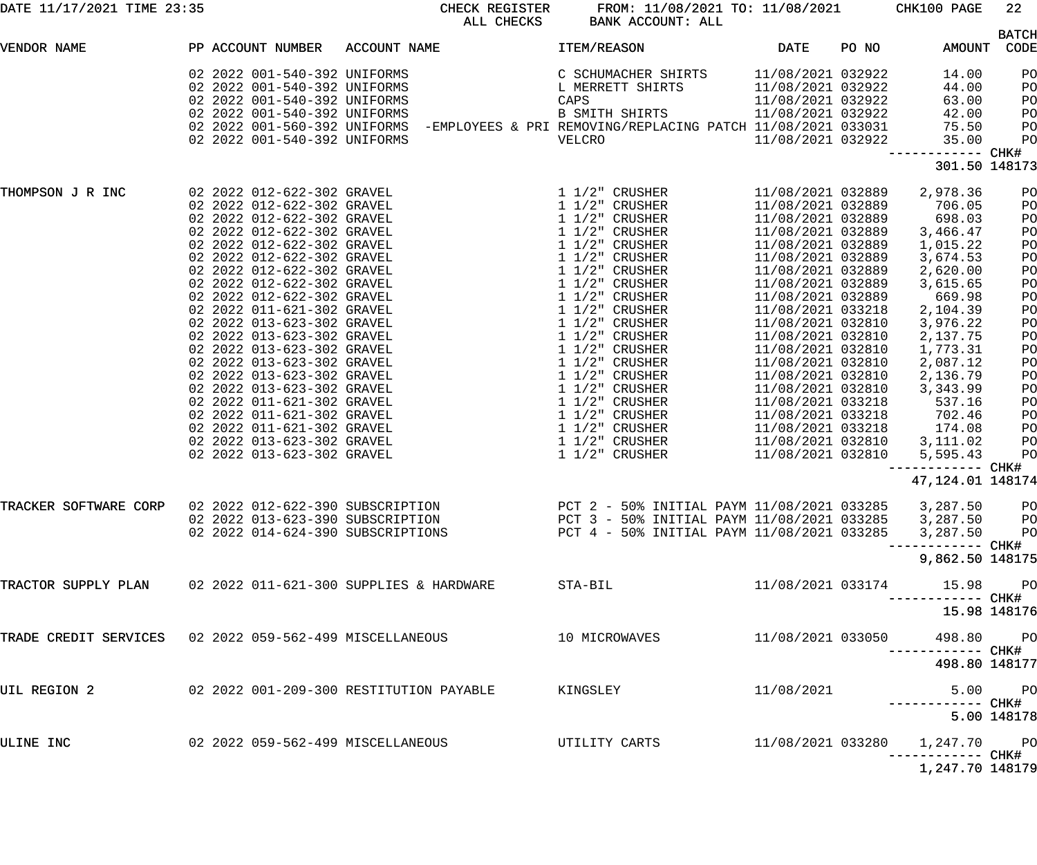DATE 11/17/2021 TIME 23:35 — CHECK REGISTER — ALL CHECKS — FROM: 11/08/2021 TO: 11/08/2021 — BANK ACCOUNT: ALL — CHK100

| VENDOR NAME | PP | ACCOUNT NUMBER | ACCOUNT NAME | ITEM/REASON | DATE | PO NO | AMOUNT | BATCH CODE |
|---|---|---|---|---|---|---|---|---|
| | 02 2022 | 001-540-392 | UNIFORMS | C SCHUMACHER SHIRTS | 11/08/2021 | 032922 | 14.00 | PO |
| | 02 2022 | 001-540-392 | UNIFORMS | L MERRETT SHIRTS | 11/08/2021 | 032922 | 44.00 | PO |
| | 02 2022 | 001-540-392 | UNIFORMS | CAPS | 11/08/2021 | 032922 | 63.00 | PO |
| | 02 2022 | 001-540-392 | UNIFORMS | B SMITH SHIRTS | 11/08/2021 | 032922 | 42.00 | PO |
| | 02 2022 | 001-560-392 | UNIFORMS -EMPLOYEES & PRI | REMOVING/REPLACING PATCH | 11/08/2021 | 033031 | 75.50 | PO |
| | 02 2022 | 001-540-392 | UNIFORMS | VELCRO | 11/08/2021 | 032922 | 35.00 | PO |
| | | | | | | | 301.50 | CHK# 148173 |
| THOMPSON J R INC | 02 2022 | 012-622-302 | GRAVEL | 1 1/2" CRUSHER | 11/08/2021 | 032889 | 2,978.36 | PO |
| | 02 2022 | 012-622-302 | GRAVEL | 1 1/2" CRUSHER | 11/08/2021 | 032889 | 706.05 | PO |
| | 02 2022 | 012-622-302 | GRAVEL | 1 1/2" CRUSHER | 11/08/2021 | 032889 | 698.03 | PO |
| | 02 2022 | 012-622-302 | GRAVEL | 1 1/2" CRUSHER | 11/08/2021 | 032889 | 3,466.47 | PO |
| | 02 2022 | 012-622-302 | GRAVEL | 1 1/2" CRUSHER | 11/08/2021 | 032889 | 1,015.22 | PO |
| | 02 2022 | 012-622-302 | GRAVEL | 1 1/2" CRUSHER | 11/08/2021 | 032889 | 3,674.53 | PO |
| | 02 2022 | 012-622-302 | GRAVEL | 1 1/2" CRUSHER | 11/08/2021 | 032889 | 2,620.00 | PO |
| | 02 2022 | 012-622-302 | GRAVEL | 1 1/2" CRUSHER | 11/08/2021 | 032889 | 3,615.65 | PO |
| | 02 2022 | 012-622-302 | GRAVEL | 1 1/2" CRUSHER | 11/08/2021 | 032889 | 669.98 | PO |
| | 02 2022 | 011-621-302 | GRAVEL | 1 1/2" CRUSHER | 11/08/2021 | 033218 | 2,104.39 | PO |
| | 02 2022 | 013-623-302 | GRAVEL | 1 1/2" CRUSHER | 11/08/2021 | 032810 | 3,976.22 | PO |
| | 02 2022 | 013-623-302 | GRAVEL | 1 1/2" CRUSHER | 11/08/2021 | 032810 | 2,137.75 | PO |
| | 02 2022 | 013-623-302 | GRAVEL | 1 1/2" CRUSHER | 11/08/2021 | 032810 | 1,773.31 | PO |
| | 02 2022 | 013-623-302 | GRAVEL | 1 1/2" CRUSHER | 11/08/2021 | 032810 | 2,087.12 | PO |
| | 02 2022 | 013-623-302 | GRAVEL | 1 1/2" CRUSHER | 11/08/2021 | 032810 | 2,136.79 | PO |
| | 02 2022 | 013-623-302 | GRAVEL | 1 1/2" CRUSHER | 11/08/2021 | 032810 | 3,343.99 | PO |
| | 02 2022 | 011-621-302 | GRAVEL | 1 1/2" CRUSHER | 11/08/2021 | 033218 | 537.16 | PO |
| | 02 2022 | 011-621-302 | GRAVEL | 1 1/2" CRUSHER | 11/08/2021 | 033218 | 702.46 | PO |
| | 02 2022 | 011-621-302 | GRAVEL | 1 1/2" CRUSHER | 11/08/2021 | 033218 | 174.08 | PO |
| | 02 2022 | 013-623-302 | GRAVEL | 1 1/2" CRUSHER | 11/08/2021 | 032810 | 3,111.02 | PO |
| | 02 2022 | 013-623-302 | GRAVEL | 1 1/2" CRUSHER | 11/08/2021 | 032810 | 5,595.43 | PO |
| | | | | | | | 47,124.01 | CHK# 148174 |
| TRACKER SOFTWARE CORP | 02 2022 | 012-622-390 | SUBSCRIPTION | PCT 2 - 50% INITIAL PAYM | 11/08/2021 | 033285 | 3,287.50 | PO |
| | 02 2022 | 013-623-390 | SUBSCRIPTION | PCT 3 - 50% INITIAL PAYM | 11/08/2021 | 033285 | 3,287.50 | PO |
| | 02 2022 | 014-624-390 | SUBSCRIPTIONS | PCT 4 - 50% INITIAL PAYM | 11/08/2021 | 033285 | 3,287.50 | PO |
| | | | | | | | 9,862.50 | CHK# 148175 |
| TRACTOR SUPPLY PLAN | 02 2022 | 011-621-300 | SUPPLIES & HARDWARE | STA-BIL | 11/08/2021 | 033174 | 15.98 | PO |
| | | | | | | | 15.98 | CHK# 148176 |
| TRADE CREDIT SERVICES | 02 2022 | 059-562-499 | MISCELLANEOUS | 10 MICROWAVES | 11/08/2021 | 033050 | 498.80 | PO |
| | | | | | | | 498.80 | CHK# 148177 |
| UIL REGION 2 | 02 2022 | 001-209-300 | RESTITUTION PAYABLE | KINGSLEY | 11/08/2021 | | 5.00 | PO |
| | | | | | | | 5.00 | CHK# 148178 |
| ULINE INC | 02 2022 | 059-562-499 | MISCELLANEOUS | UTILITY CARTS | 11/08/2021 | 033280 | 1,247.70 | PO |
| | | | | | | | 1,247.70 | CHK# 148179 |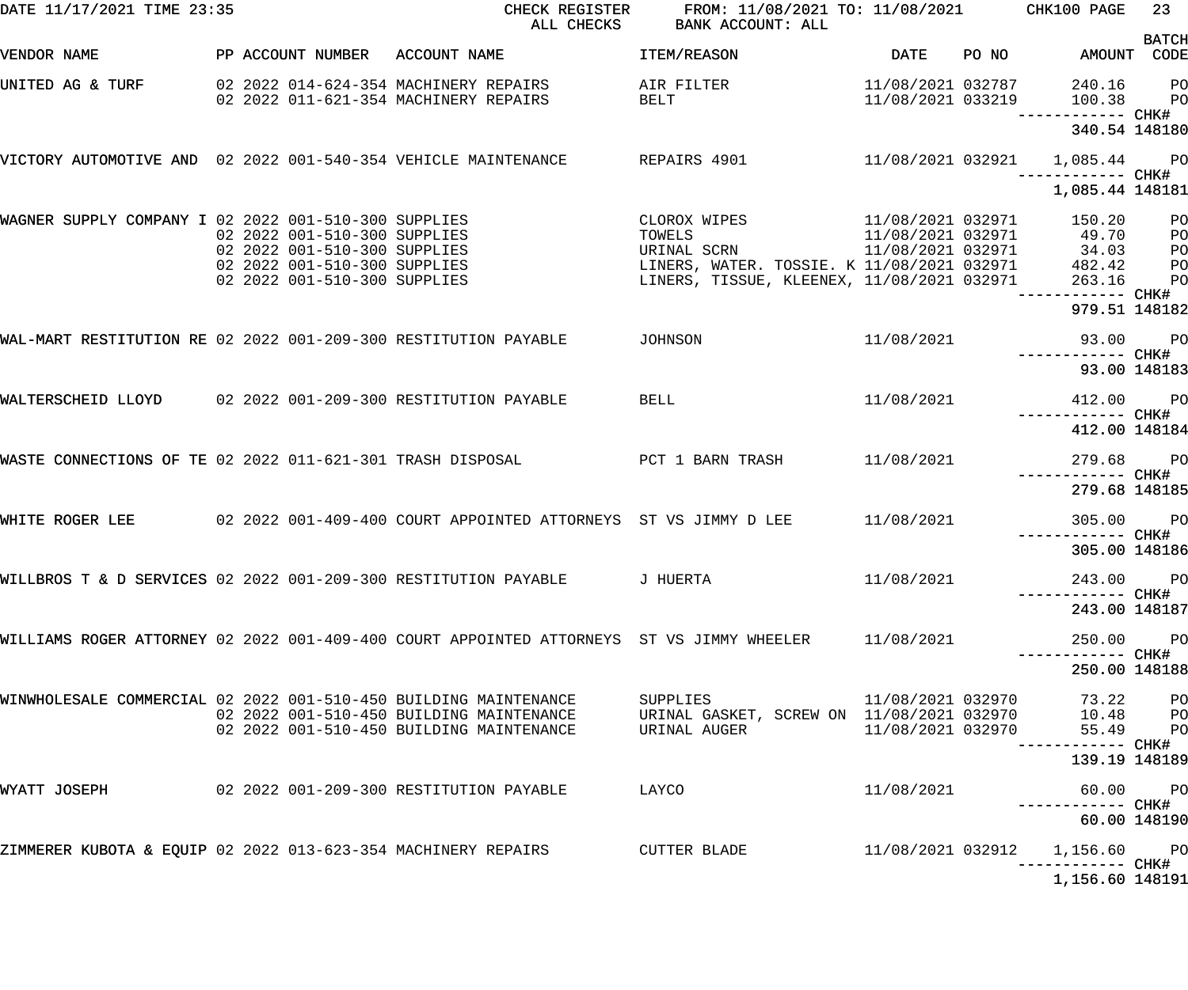DATE 11/17/2021 TIME 23:35 CHECK REGISTER ALL CHECKS FROM: 11/08/2021 TO: 11/08/2021 BANK ACCOUNT: ALL CHK100

| VENDOR NAME | PP | ACCOUNT NUMBER | ACCOUNT NAME | ITEM/REASON | DATE | PO NO | AMOUNT | BATCH CODE |
|---|---|---|---|---|---|---|---|---|
| UNITED AG & TURF | 02 | 2022 014-624-354 | MACHINERY REPAIRS | AIR FILTER | 11/08/2021 | 032787 | 240.16 | PO |
| | 02 | 2022 011-621-354 | MACHINERY REPAIRS | BELT | 11/08/2021 | 033219 | 100.38 | PO |
| | | | | | | | 340.54 | CHK# 148180 |
| VICTORY AUTOMOTIVE AND | 02 | 2022 001-540-354 | VEHICLE MAINTENANCE | REPAIRS 4901 | 11/08/2021 | 032921 | 1,085.44 | PO |
| | | | | | | | 1,085.44 | CHK# 148181 |
| WAGNER SUPPLY COMPANY I | 02 | 2022 001-510-300 | SUPPLIES | CLOROX WIPES | 11/08/2021 | 032971 | 150.20 | PO |
| | 02 | 2022 001-510-300 | SUPPLIES | TOWELS | 11/08/2021 | 032971 | 49.70 | PO |
| | 02 | 2022 001-510-300 | SUPPLIES | URINAL SCRN | 11/08/2021 | 032971 | 34.03 | PO |
| | 02 | 2022 001-510-300 | SUPPLIES | LINERS, WATER. TOSSIE. K | 11/08/2021 | 032971 | 482.42 | PO |
| | 02 | 2022 001-510-300 | SUPPLIES | LINERS, TISSUE, KLEENEX, | 11/08/2021 | 032971 | 263.16 | PO |
| | | | | | | | 979.51 | CHK# 148182 |
| WAL-MART RESTITUTION RE | 02 | 2022 001-209-300 | RESTITUTION PAYABLE | JOHNSON | 11/08/2021 | | 93.00 | PO |
| | | | | | | | 93.00 | CHK# 148183 |
| WALTERSCHEID LLOYD | 02 | 2022 001-209-300 | RESTITUTION PAYABLE | BELL | 11/08/2021 | | 412.00 | PO |
| | | | | | | | 412.00 | CHK# 148184 |
| WASTE CONNECTIONS OF TE | 02 | 2022 011-621-301 | TRASH DISPOSAL | PCT 1 BARN TRASH | 11/08/2021 | | 279.68 | PO |
| | | | | | | | 279.68 | CHK# 148185 |
| WHITE ROGER LEE | 02 | 2022 001-409-400 | COURT APPOINTED ATTORNEYS | ST VS JIMMY D LEE | 11/08/2021 | | 305.00 | PO |
| | | | | | | | 305.00 | CHK# 148186 |
| WILLBROS T & D SERVICES | 02 | 2022 001-209-300 | RESTITUTION PAYABLE | J HUERTA | 11/08/2021 | | 243.00 | PO |
| | | | | | | | 243.00 | CHK# 148187 |
| WILLIAMS ROGER ATTORNEY | 02 | 2022 001-409-400 | COURT APPOINTED ATTORNEYS | ST VS JIMMY WHEELER | 11/08/2021 | | 250.00 | PO |
| | | | | | | | 250.00 | CHK# 148188 |
| WINWHOLESALE COMMERCIAL | 02 | 2022 001-510-450 | BUILDING MAINTENANCE | SUPPLIES | 11/08/2021 | 032970 | 73.22 | PO |
| | 02 | 2022 001-510-450 | BUILDING MAINTENANCE | URINAL GASKET, SCREW ON | 11/08/2021 | 032970 | 10.48 | PO |
| | 02 | 2022 001-510-450 | BUILDING MAINTENANCE | URINAL AUGER | 11/08/2021 | 032970 | 55.49 | PO |
| | | | | | | | 139.19 | CHK# 148189 |
| WYATT JOSEPH | 02 | 2022 001-209-300 | RESTITUTION PAYABLE | LAYCO | 11/08/2021 | | 60.00 | PO |
| | | | | | | | 60.00 | CHK# 148190 |
| ZIMMERER KUBOTA & EQUIP | 02 | 2022 013-623-354 | MACHINERY REPAIRS | CUTTER BLADE | 11/08/2021 | 032912 | 1,156.60 | PO |
| | | | | | | | 1,156.60 | CHK# 148191 |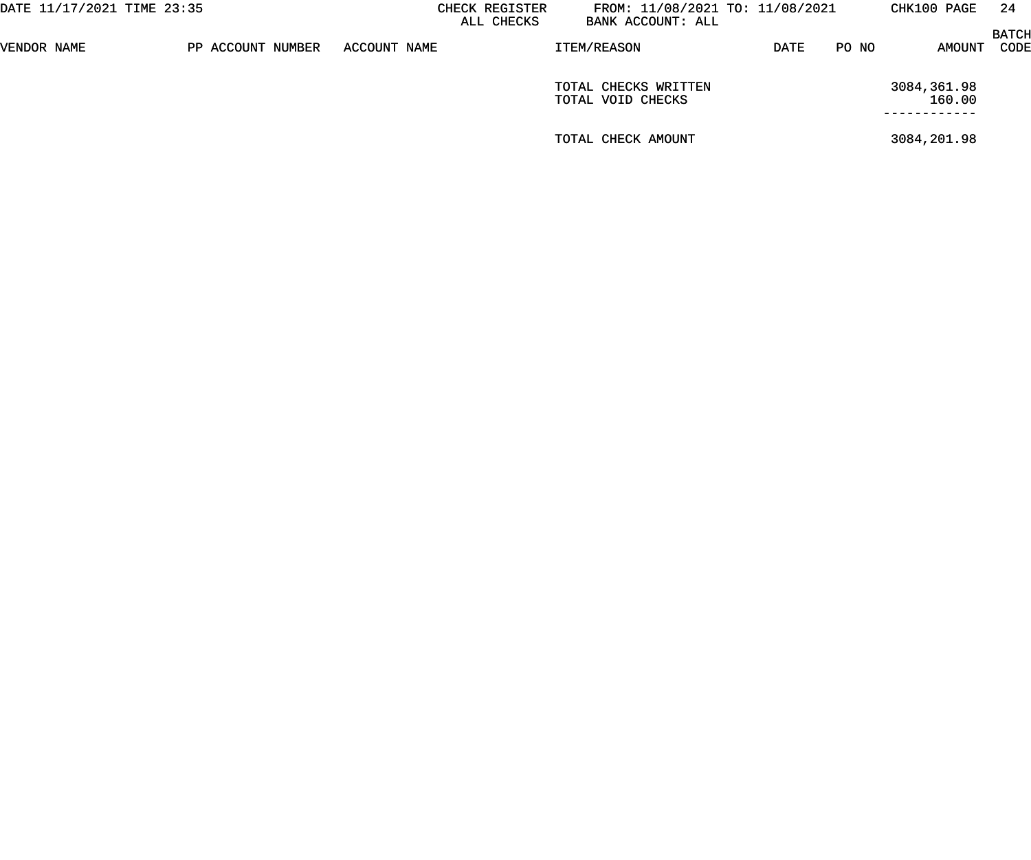DATE 11/17/2021 TIME 23:35 CHECK REGISTER FROM: 11/08/2021 TO: 11/08/2021 CHK100 PAGE 24
ALL CHECKS BANK ACCOUNT: ALL

| VENDOR NAME | PP ACCOUNT NUMBER | ACCOUNT NAME | ITEM/REASON | DATE | PO NO | AMOUNT | BATCH CODE |
|---|---|---|---|---|---|---|---|
| | | | TOTAL CHECKS WRITTEN | | | 3084,361.98 | |
| | | | TOTAL VOID CHECKS | | | 160.00 | |
| | | | | | | ------------ | |
| | | | TOTAL CHECK AMOUNT | | | 3084,201.98 | |